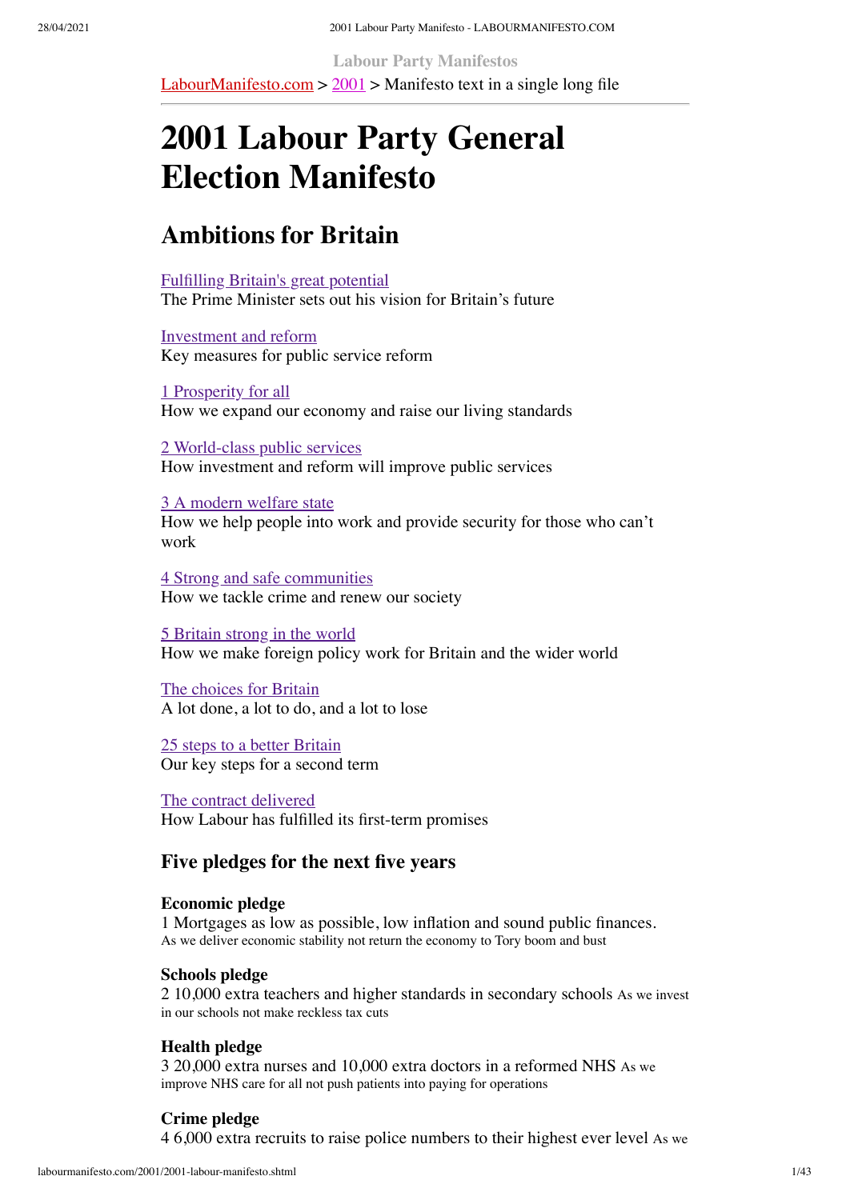Labour Party Manifestos

LabourManifesto.com > 2001 > Manifesto text in a single long file

# 2001 Labour Party General Election Manifesto

## Ambitions for Britain

Fulfilling Britain's great potential
The Prime Minister sets out his vision for Britain's future

Investment and reform
Key measures for public service reform

1 Prosperity for all
How we expand our economy and raise our living standards

2 World-class public services
How investment and reform will improve public services

3 A modern welfare state
How we help people into work and provide security for those who can't work

4 Strong and safe communities
How we tackle crime and renew our society

5 Britain strong in the world
How we make foreign policy work for Britain and the wider world

The choices for Britain
A lot done, a lot to do, and a lot to lose

25 steps to a better Britain
Our key steps for a second term

The contract delivered
How Labour has fulfilled its first-term promises

### Five pledges for the next five years

**Economic pledge**
1 Mortgages as low as possible, low inflation and sound public finances.
As we deliver economic stability not return the economy to Tory boom and bust

**Schools pledge**
2 10,000 extra teachers and higher standards in secondary schools As we invest in our schools not make reckless tax cuts

**Health pledge**
3 20,000 extra nurses and 10,000 extra doctors in a reformed NHS As we improve NHS care for all not push patients into paying for operations

**Crime pledge**
4 6,000 extra recruits to raise police numbers to their highest ever level As we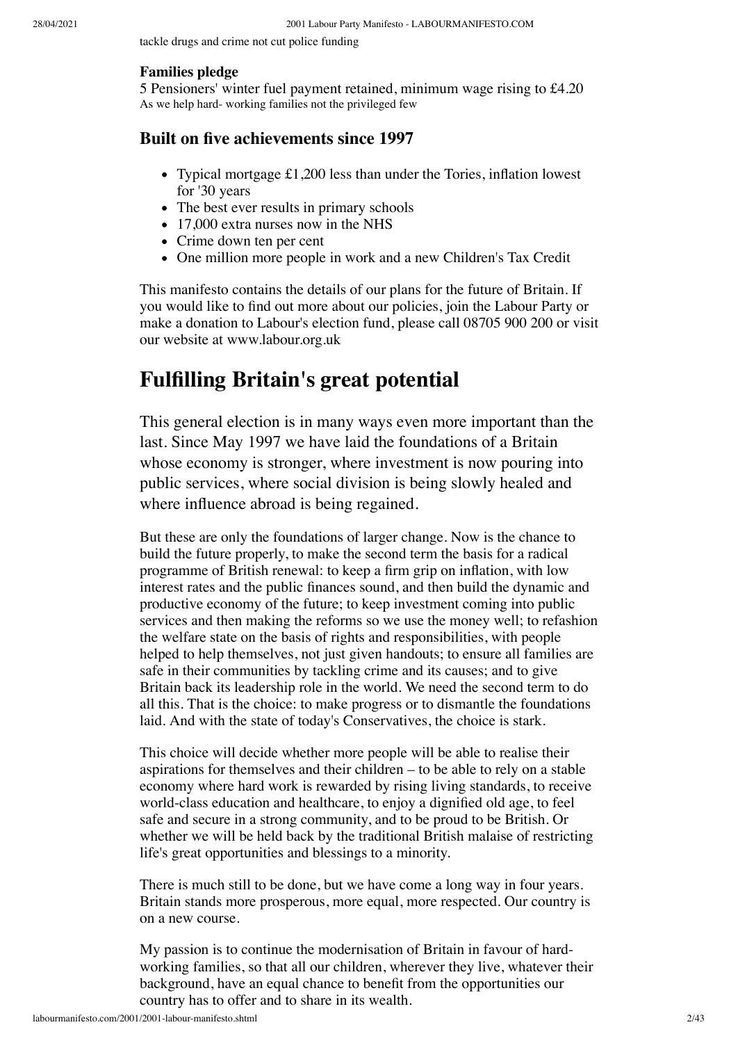tackle drugs and crime not cut police funding

**Families pledge**

5 Pensioners' winter fuel payment retained, minimum wage rising to £4.20
As we help hard- working families not the privileged few

### Built on five achievements since 1997

- Typical mortgage £1,200 less than under the Tories, inflation lowest for '30 years
- The best ever results in primary schools
- 17,000 extra nurses now in the NHS
- Crime down ten per cent
- One million more people in work and a new Children's Tax Credit

This manifesto contains the details of our plans for the future of Britain. If you would like to find out more about our policies, join the Labour Party or make a donation to Labour's election fund, please call 08705 900 200 or visit our website at www.labour.org.uk

## Fulfilling Britain's great potential

This general election is in many ways even more important than the last. Since May 1997 we have laid the foundations of a Britain whose economy is stronger, where investment is now pouring into public services, where social division is being slowly healed and where influence abroad is being regained.

But these are only the foundations of larger change. Now is the chance to build the future properly, to make the second term the basis for a radical programme of British renewal: to keep a firm grip on inflation, with low interest rates and the public finances sound, and then build the dynamic and productive economy of the future; to keep investment coming into public services and then making the reforms so we use the money well; to refashion the welfare state on the basis of rights and responsibilities, with people helped to help themselves, not just given handouts; to ensure all families are safe in their communities by tackling crime and its causes; and to give Britain back its leadership role in the world. We need the second term to do all this. That is the choice: to make progress or to dismantle the foundations laid. And with the state of today's Conservatives, the choice is stark.

This choice will decide whether more people will be able to realise their aspirations for themselves and their children – to be able to rely on a stable economy where hard work is rewarded by rising living standards, to receive world-class education and healthcare, to enjoy a dignified old age, to feel safe and secure in a strong community, and to be proud to be British. Or whether we will be held back by the traditional British malaise of restricting life's great opportunities and blessings to a minority.

There is much still to be done, but we have come a long way in four years. Britain stands more prosperous, more equal, more respected. Our country is on a new course.

My passion is to continue the modernisation of Britain in favour of hard-working families, so that all our children, wherever they live, whatever their background, have an equal chance to benefit from the opportunities our country has to offer and to share in its wealth.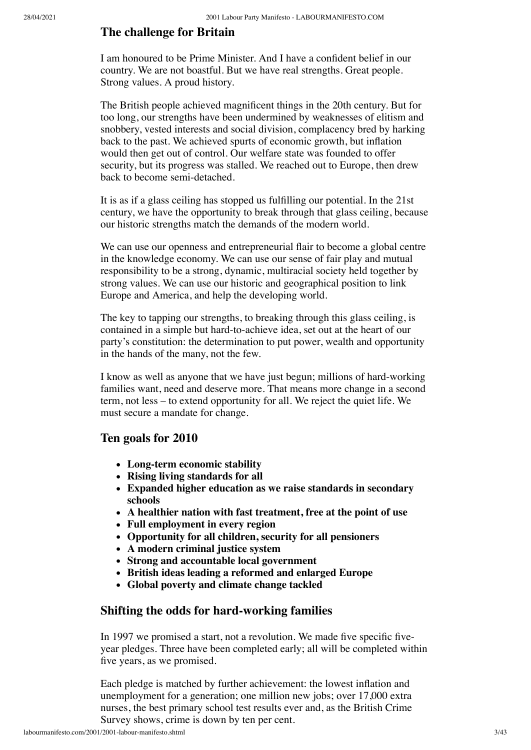## The challenge for Britain

I am honoured to be Prime Minister. And I have a confident belief in our country. We are not boastful. But we have real strengths. Great people. Strong values. A proud history.

The British people achieved magnificent things in the 20th century. But for too long, our strengths have been undermined by weaknesses of elitism and snobbery, vested interests and social division, complacency bred by harking back to the past. We achieved spurts of economic growth, but inflation would then get out of control. Our welfare state was founded to offer security, but its progress was stalled. We reached out to Europe, then drew back to become semi-detached.

It is as if a glass ceiling has stopped us fulfilling our potential. In the 21st century, we have the opportunity to break through that glass ceiling, because our historic strengths match the demands of the modern world.

We can use our openness and entrepreneurial flair to become a global centre in the knowledge economy. We can use our sense of fair play and mutual responsibility to be a strong, dynamic, multiracial society held together by strong values. We can use our historic and geographical position to link Europe and America, and help the developing world.

The key to tapping our strengths, to breaking through this glass ceiling, is contained in a simple but hard-to-achieve idea, set out at the heart of our party's constitution: the determination to put power, wealth and opportunity in the hands of the many, not the few.

I know as well as anyone that we have just begun; millions of hard-working families want, need and deserve more. That means more change in a second term, not less – to extend opportunity for all. We reject the quiet life. We must secure a mandate for change.

## Ten goals for 2010

- **Long-term economic stability**
- **Rising living standards for all**
- **Expanded higher education as we raise standards in secondary schools**
- **A healthier nation with fast treatment, free at the point of use**
- **Full employment in every region**
- **Opportunity for all children, security for all pensioners**
- **A modern criminal justice system**
- **Strong and accountable local government**
- **British ideas leading a reformed and enlarged Europe**
- **Global poverty and climate change tackled**

## Shifting the odds for hard-working families

In 1997 we promised a start, not a revolution. We made five specific five-year pledges. Three have been completed early; all will be completed within five years, as we promised.

Each pledge is matched by further achievement: the lowest inflation and unemployment for a generation; one million new jobs; over 17,000 extra nurses, the best primary school test results ever and, as the British Crime Survey shows, crime is down by ten per cent.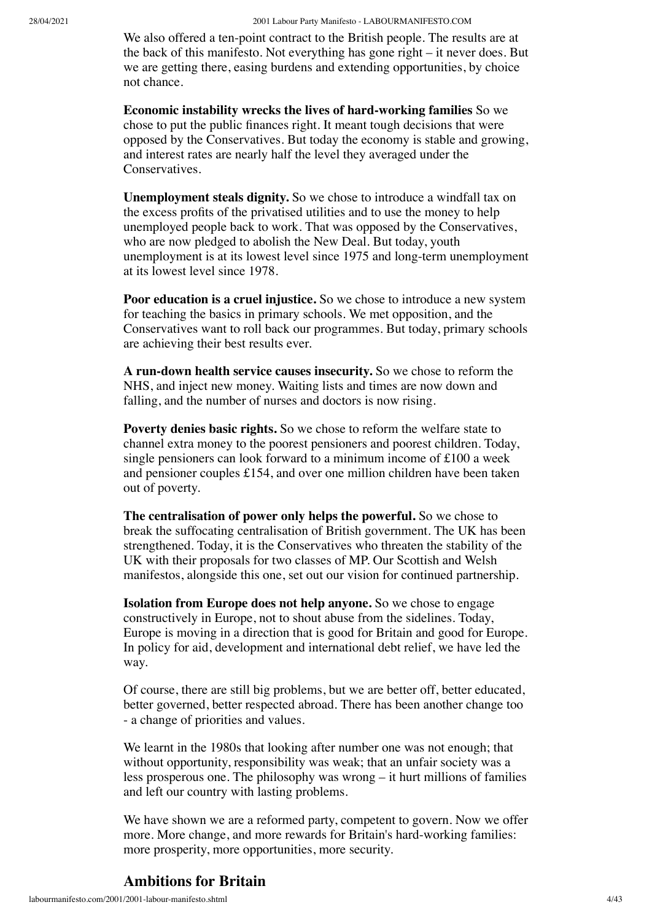We also offered a ten-point contract to the British people. The results are at the back of this manifesto. Not everything has gone right – it never does. But we are getting there, easing burdens and extending opportunities, by choice not chance.

**Economic instability wrecks the lives of hard-working families** So we chose to put the public finances right. It meant tough decisions that were opposed by the Conservatives. But today the economy is stable and growing, and interest rates are nearly half the level they averaged under the Conservatives.

**Unemployment steals dignity.** So we chose to introduce a windfall tax on the excess profits of the privatised utilities and to use the money to help unemployed people back to work. That was opposed by the Conservatives, who are now pledged to abolish the New Deal. But today, youth unemployment is at its lowest level since 1975 and long-term unemployment at its lowest level since 1978.

**Poor education is a cruel injustice.** So we chose to introduce a new system for teaching the basics in primary schools. We met opposition, and the Conservatives want to roll back our programmes. But today, primary schools are achieving their best results ever.

**A run-down health service causes insecurity.** So we chose to reform the NHS, and inject new money. Waiting lists and times are now down and falling, and the number of nurses and doctors is now rising.

**Poverty denies basic rights.** So we chose to reform the welfare state to channel extra money to the poorest pensioners and poorest children. Today, single pensioners can look forward to a minimum income of £100 a week and pensioner couples £154, and over one million children have been taken out of poverty.

**The centralisation of power only helps the powerful.** So we chose to break the suffocating centralisation of British government. The UK has been strengthened. Today, it is the Conservatives who threaten the stability of the UK with their proposals for two classes of MP. Our Scottish and Welsh manifestos, alongside this one, set out our vision for continued partnership.

**Isolation from Europe does not help anyone.** So we chose to engage constructively in Europe, not to shout abuse from the sidelines. Today, Europe is moving in a direction that is good for Britain and good for Europe. In policy for aid, development and international debt relief, we have led the way.

Of course, there are still big problems, but we are better off, better educated, better governed, better respected abroad. There has been another change too - a change of priorities and values.

We learnt in the 1980s that looking after number one was not enough; that without opportunity, responsibility was weak; that an unfair society was a less prosperous one. The philosophy was wrong – it hurt millions of families and left our country with lasting problems.

We have shown we are a reformed party, competent to govern. Now we offer more. More change, and more rewards for Britain's hard-working families: more prosperity, more opportunities, more security.

## Ambitions for Britain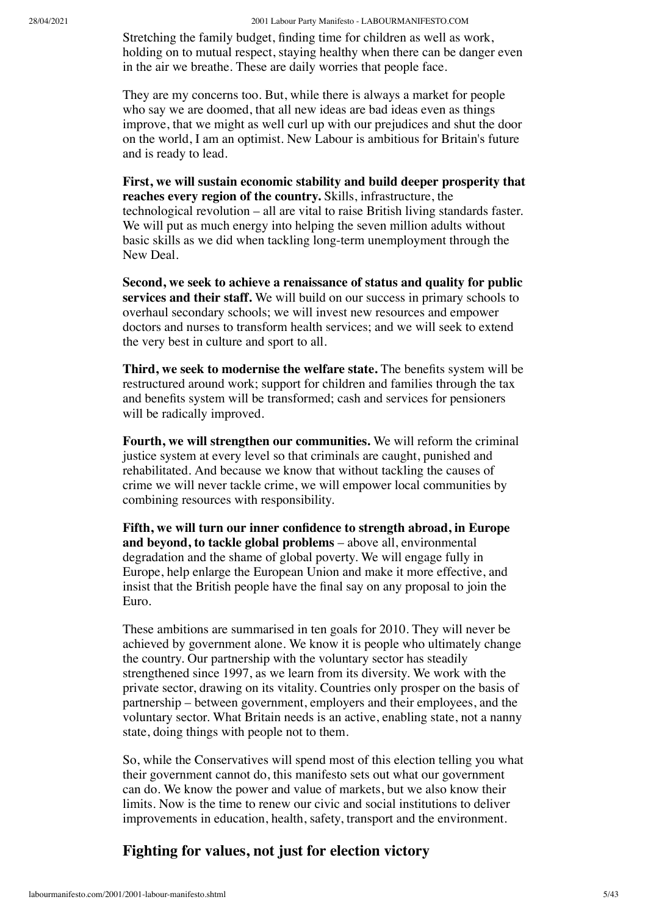Stretching the family budget, finding time for children as well as work, holding on to mutual respect, staying healthy when there can be danger even in the air we breathe. These are daily worries that people face.

They are my concerns too. But, while there is always a market for people who say we are doomed, that all new ideas are bad ideas even as things improve, that we might as well curl up with our prejudices and shut the door on the world, I am an optimist. New Labour is ambitious for Britain's future and is ready to lead.

**First, we will sustain economic stability and build deeper prosperity that reaches every region of the country.** Skills, infrastructure, the technological revolution – all are vital to raise British living standards faster. We will put as much energy into helping the seven million adults without basic skills as we did when tackling long-term unemployment through the New Deal.

**Second, we seek to achieve a renaissance of status and quality for public services and their staff.** We will build on our success in primary schools to overhaul secondary schools; we will invest new resources and empower doctors and nurses to transform health services; and we will seek to extend the very best in culture and sport to all.

**Third, we seek to modernise the welfare state.** The benefits system will be restructured around work; support for children and families through the tax and benefits system will be transformed; cash and services for pensioners will be radically improved.

**Fourth, we will strengthen our communities.** We will reform the criminal justice system at every level so that criminals are caught, punished and rehabilitated. And because we know that without tackling the causes of crime we will never tackle crime, we will empower local communities by combining resources with responsibility.

**Fifth, we will turn our inner confidence to strength abroad, in Europe and beyond, to tackle global problems** – above all, environmental degradation and the shame of global poverty. We will engage fully in Europe, help enlarge the European Union and make it more effective, and insist that the British people have the final say on any proposal to join the Euro.

These ambitions are summarised in ten goals for 2010. They will never be achieved by government alone. We know it is people who ultimately change the country. Our partnership with the voluntary sector has steadily strengthened since 1997, as we learn from its diversity. We work with the private sector, drawing on its vitality. Countries only prosper on the basis of partnership – between government, employers and their employees, and the voluntary sector. What Britain needs is an active, enabling state, not a nanny state, doing things with people not to them.

So, while the Conservatives will spend most of this election telling you what their government cannot do, this manifesto sets out what our government can do. We know the power and value of markets, but we also know their limits. Now is the time to renew our civic and social institutions to deliver improvements in education, health, safety, transport and the environment.

## Fighting for values, not just for election victory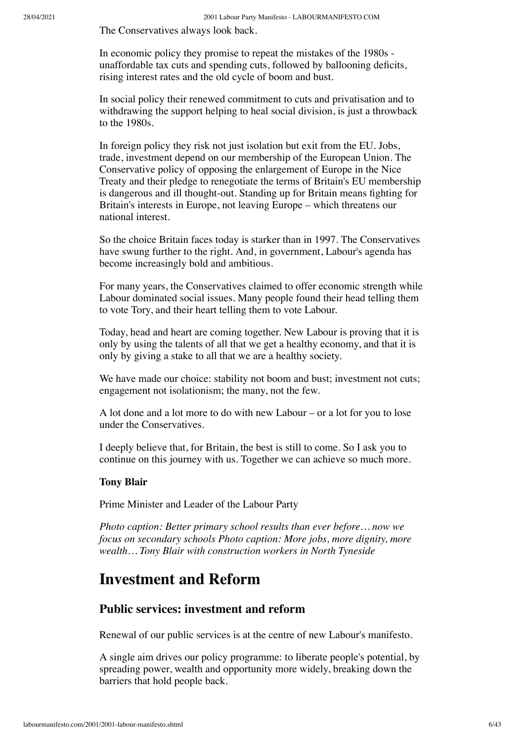The Conservatives always look back.

In economic policy they promise to repeat the mistakes of the 1980s - unaffordable tax cuts and spending cuts, followed by ballooning deficits, rising interest rates and the old cycle of boom and bust.

In social policy their renewed commitment to cuts and privatisation and to withdrawing the support helping to heal social division, is just a throwback to the 1980s.

In foreign policy they risk not just isolation but exit from the EU. Jobs, trade, investment depend on our membership of the European Union. The Conservative policy of opposing the enlargement of Europe in the Nice Treaty and their pledge to renegotiate the terms of Britain's EU membership is dangerous and ill thought-out. Standing up for Britain means fighting for Britain's interests in Europe, not leaving Europe – which threatens our national interest.

So the choice Britain faces today is starker than in 1997. The Conservatives have swung further to the right. And, in government, Labour's agenda has become increasingly bold and ambitious.

For many years, the Conservatives claimed to offer economic strength while Labour dominated social issues. Many people found their head telling them to vote Tory, and their heart telling them to vote Labour.

Today, head and heart are coming together. New Labour is proving that it is only by using the talents of all that we get a healthy economy, and that it is only by giving a stake to all that we are a healthy society.

We have made our choice: stability not boom and bust; investment not cuts; engagement not isolationism; the many, not the few.

A lot done and a lot more to do with new Labour – or a lot for you to lose under the Conservatives.

I deeply believe that, for Britain, the best is still to come. So I ask you to continue on this journey with us. Together we can achieve so much more.

**Tony Blair**

Prime Minister and Leader of the Labour Party

*Photo caption: Better primary school results than ever before… now we focus on secondary schools Photo caption: More jobs, more dignity, more wealth… Tony Blair with construction workers in North Tyneside*

# Investment and Reform

## Public services: investment and reform

Renewal of our public services is at the centre of new Labour's manifesto.

A single aim drives our policy programme: to liberate people's potential, by spreading power, wealth and opportunity more widely, breaking down the barriers that hold people back.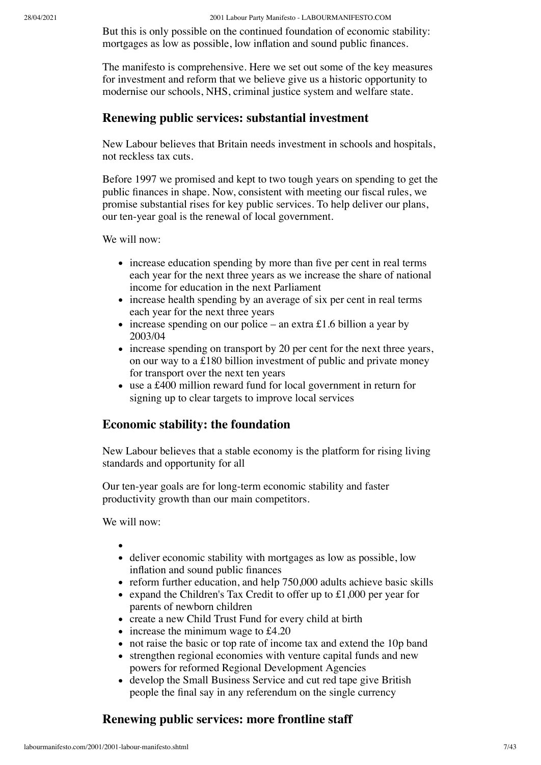But this is only possible on the continued foundation of economic stability: mortgages as low as possible, low inflation and sound public finances.

The manifesto is comprehensive. Here we set out some of the key measures for investment and reform that we believe give us a historic opportunity to modernise our schools, NHS, criminal justice system and welfare state.

## Renewing public services: substantial investment

New Labour believes that Britain needs investment in schools and hospitals, not reckless tax cuts.

Before 1997 we promised and kept to two tough years on spending to get the public finances in shape. Now, consistent with meeting our fiscal rules, we promise substantial rises for key public services. To help deliver our plans, our ten-year goal is the renewal of local government.

We will now:

- increase education spending by more than five per cent in real terms each year for the next three years as we increase the share of national income for education in the next Parliament
- increase health spending by an average of six per cent in real terms each year for the next three years
- increase spending on our police – an extra £1.6 billion a year by 2003/04
- increase spending on transport by 20 per cent for the next three years, on our way to a £180 billion investment of public and private money for transport over the next ten years
- use a £400 million reward fund for local government in return for signing up to clear targets to improve local services

## Economic stability: the foundation

New Labour believes that a stable economy is the platform for rising living standards and opportunity for all

Our ten-year goals are for long-term economic stability and faster productivity growth than our main competitors.

We will now:

- deliver economic stability with mortgages as low as possible, low inflation and sound public finances
- reform further education, and help 750,000 adults achieve basic skills
- expand the Children's Tax Credit to offer up to £1,000 per year for parents of newborn children
- create a new Child Trust Fund for every child at birth
- increase the minimum wage to £4.20
- not raise the basic or top rate of income tax and extend the 10p band
- strengthen regional economies with venture capital funds and new powers for reformed Regional Development Agencies
- develop the Small Business Service and cut red tape give British people the final say in any referendum on the single currency

## Renewing public services: more frontline staff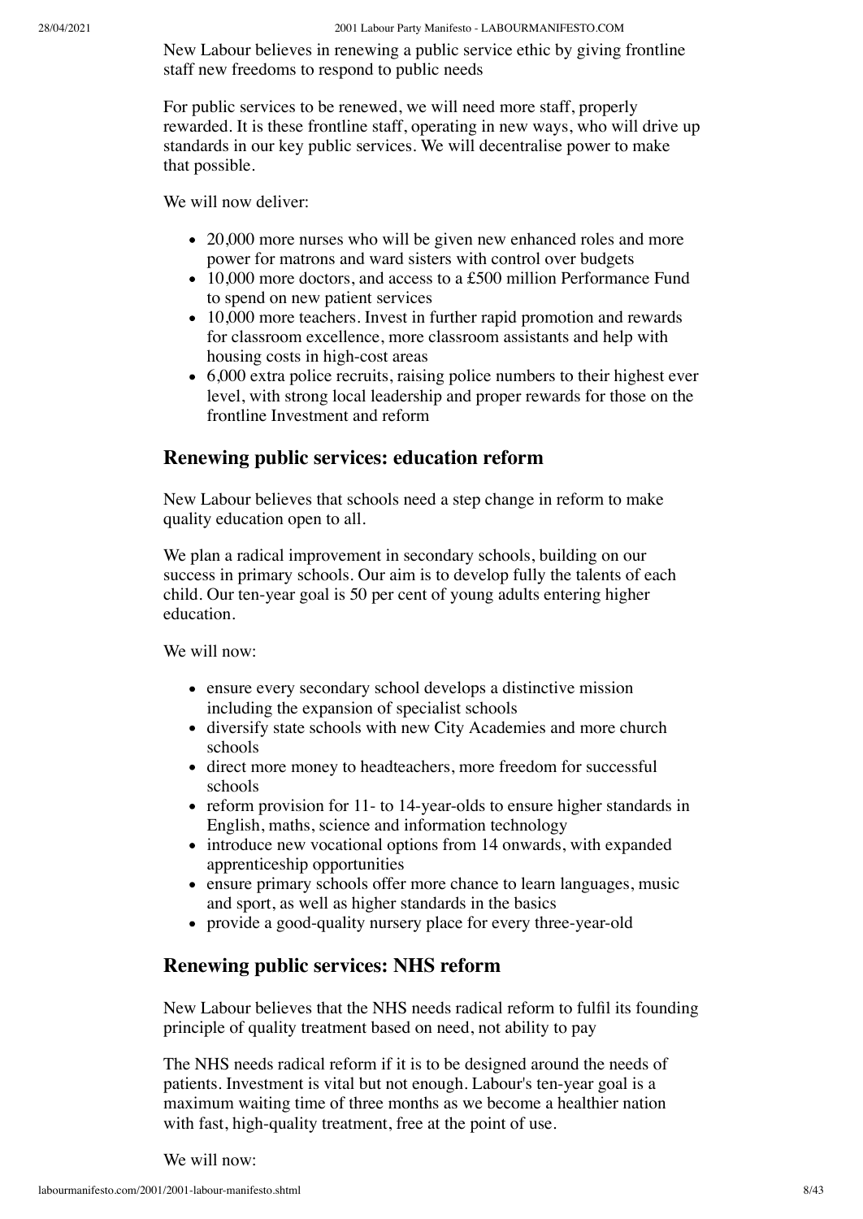New Labour believes in renewing a public service ethic by giving frontline staff new freedoms to respond to public needs

For public services to be renewed, we will need more staff, properly rewarded. It is these frontline staff, operating in new ways, who will drive up standards in our key public services. We will decentralise power to make that possible.

We will now deliver:

- 20,000 more nurses who will be given new enhanced roles and more power for matrons and ward sisters with control over budgets
- 10,000 more doctors, and access to a £500 million Performance Fund to spend on new patient services
- 10,000 more teachers. Invest in further rapid promotion and rewards for classroom excellence, more classroom assistants and help with housing costs in high-cost areas
- 6,000 extra police recruits, raising police numbers to their highest ever level, with strong local leadership and proper rewards for those on the frontline Investment and reform

## Renewing public services: education reform

New Labour believes that schools need a step change in reform to make quality education open to all.

We plan a radical improvement in secondary schools, building on our success in primary schools. Our aim is to develop fully the talents of each child. Our ten-year goal is 50 per cent of young adults entering higher education.

We will now:

- ensure every secondary school develops a distinctive mission including the expansion of specialist schools
- diversify state schools with new City Academies and more church schools
- direct more money to headteachers, more freedom for successful schools
- reform provision for 11- to 14-year-olds to ensure higher standards in English, maths, science and information technology
- introduce new vocational options from 14 onwards, with expanded apprenticeship opportunities
- ensure primary schools offer more chance to learn languages, music and sport, as well as higher standards in the basics
- provide a good-quality nursery place for every three-year-old

## Renewing public services: NHS reform

New Labour believes that the NHS needs radical reform to fulfil its founding principle of quality treatment based on need, not ability to pay

The NHS needs radical reform if it is to be designed around the needs of patients. Investment is vital but not enough. Labour's ten-year goal is a maximum waiting time of three months as we become a healthier nation with fast, high-quality treatment, free at the point of use.

We will now: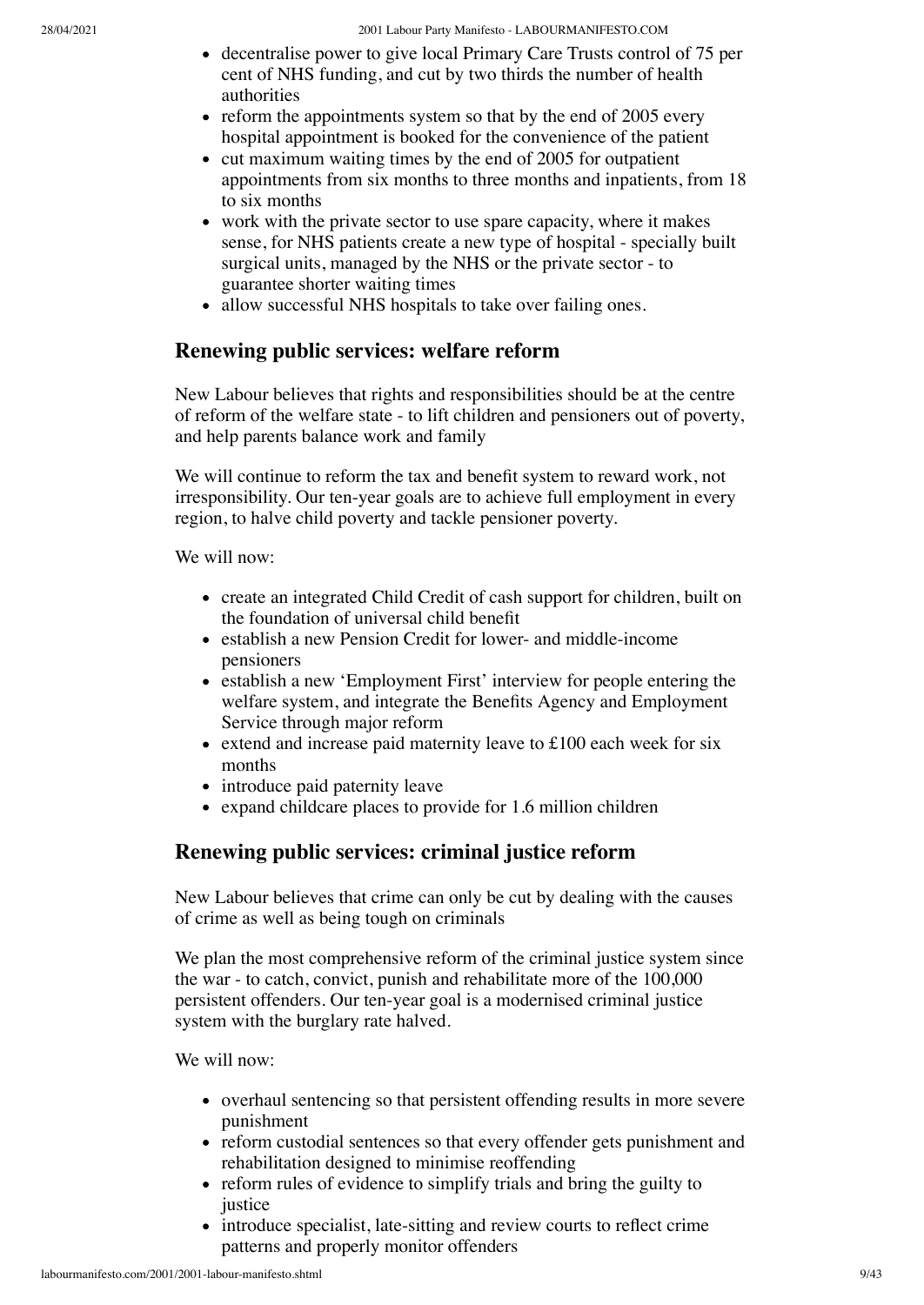- decentralise power to give local Primary Care Trusts control of 75 per cent of NHS funding, and cut by two thirds the number of health authorities
- reform the appointments system so that by the end of 2005 every hospital appointment is booked for the convenience of the patient
- cut maximum waiting times by the end of 2005 for outpatient appointments from six months to three months and inpatients, from 18 to six months
- work with the private sector to use spare capacity, where it makes sense, for NHS patients create a new type of hospital - specially built surgical units, managed by the NHS or the private sector - to guarantee shorter waiting times
- allow successful NHS hospitals to take over failing ones.

## Renewing public services: welfare reform

New Labour believes that rights and responsibilities should be at the centre of reform of the welfare state - to lift children and pensioners out of poverty, and help parents balance work and family

We will continue to reform the tax and benefit system to reward work, not irresponsibility. Our ten-year goals are to achieve full employment in every region, to halve child poverty and tackle pensioner poverty.

We will now:

- create an integrated Child Credit of cash support for children, built on the foundation of universal child benefit
- establish a new Pension Credit for lower- and middle-income pensioners
- establish a new 'Employment First' interview for people entering the welfare system, and integrate the Benefits Agency and Employment Service through major reform
- extend and increase paid maternity leave to £100 each week for six months
- introduce paid paternity leave
- expand childcare places to provide for 1.6 million children

## Renewing public services: criminal justice reform

New Labour believes that crime can only be cut by dealing with the causes of crime as well as being tough on criminals

We plan the most comprehensive reform of the criminal justice system since the war - to catch, convict, punish and rehabilitate more of the 100,000 persistent offenders. Our ten-year goal is a modernised criminal justice system with the burglary rate halved.

We will now:

- overhaul sentencing so that persistent offending results in more severe punishment
- reform custodial sentences so that every offender gets punishment and rehabilitation designed to minimise reoffending
- reform rules of evidence to simplify trials and bring the guilty to justice
- introduce specialist, late-sitting and review courts to reflect crime patterns and properly monitor offenders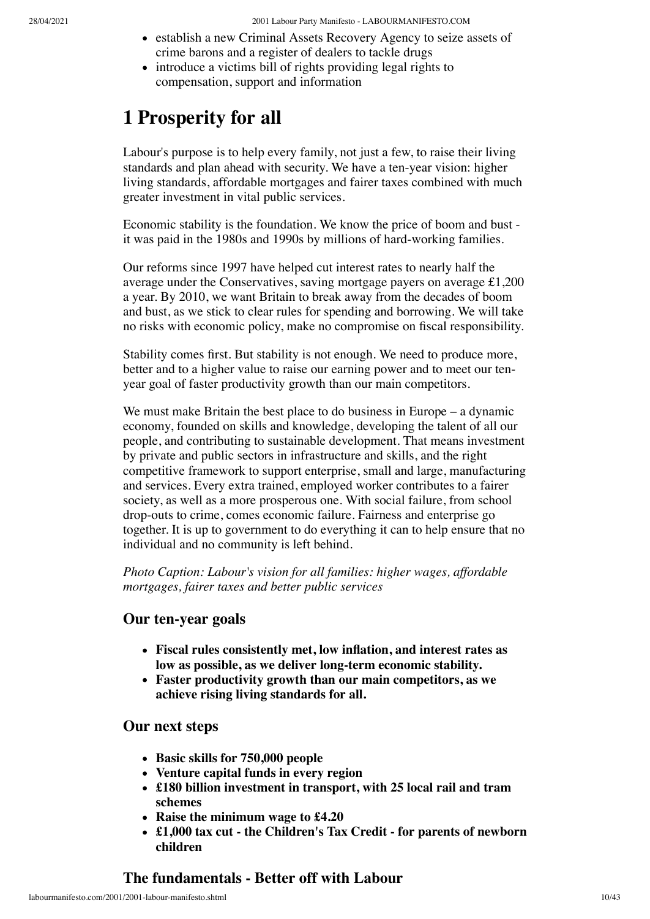- establish a new Criminal Assets Recovery Agency to seize assets of crime barons and a register of dealers to tackle drugs
- introduce a victims bill of rights providing legal rights to compensation, support and information

# 1 Prosperity for all

Labour's purpose is to help every family, not just a few, to raise their living standards and plan ahead with security. We have a ten-year vision: higher living standards, affordable mortgages and fairer taxes combined with much greater investment in vital public services.

Economic stability is the foundation. We know the price of boom and bust - it was paid in the 1980s and 1990s by millions of hard-working families.

Our reforms since 1997 have helped cut interest rates to nearly half the average under the Conservatives, saving mortgage payers on average £1,200 a year. By 2010, we want Britain to break away from the decades of boom and bust, as we stick to clear rules for spending and borrowing. We will take no risks with economic policy, make no compromise on fiscal responsibility.

Stability comes first. But stability is not enough. We need to produce more, better and to a higher value to raise our earning power and to meet our ten-year goal of faster productivity growth than our main competitors.

We must make Britain the best place to do business in Europe – a dynamic economy, founded on skills and knowledge, developing the talent of all our people, and contributing to sustainable development. That means investment by private and public sectors in infrastructure and skills, and the right competitive framework to support enterprise, small and large, manufacturing and services. Every extra trained, employed worker contributes to a fairer society, as well as a more prosperous one. With social failure, from school drop-outs to crime, comes economic failure. Fairness and enterprise go together. It is up to government to do everything it can to help ensure that no individual and no community is left behind.

*Photo Caption: Labour's vision for all families: higher wages, affordable mortgages, fairer taxes and better public services*

### Our ten-year goals

- **Fiscal rules consistently met, low inflation, and interest rates as low as possible, as we deliver long-term economic stability.**
- **Faster productivity growth than our main competitors, as we achieve rising living standards for all.**

### Our next steps

- **Basic skills for 750,000 people**
- **Venture capital funds in every region**
- **£180 billion investment in transport, with 25 local rail and tram schemes**
- **Raise the minimum wage to £4.20**
- **£1,000 tax cut - the Children's Tax Credit - for parents of newborn children**

## The fundamentals - Better off with Labour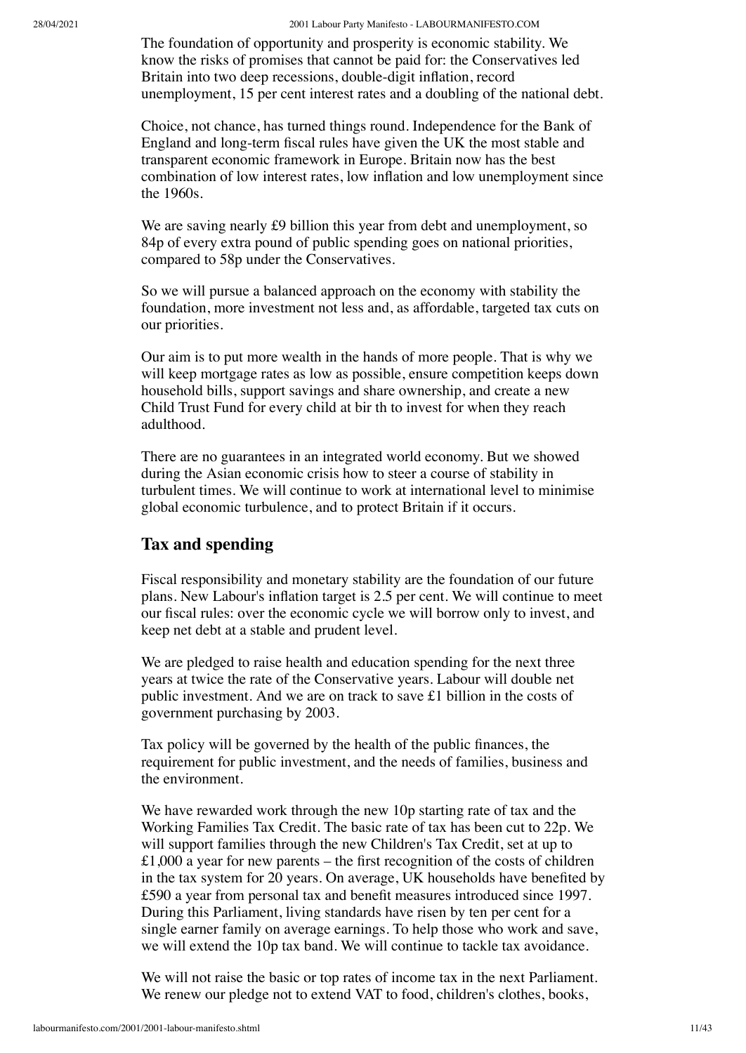The foundation of opportunity and prosperity is economic stability. We know the risks of promises that cannot be paid for: the Conservatives led Britain into two deep recessions, double-digit inflation, record unemployment, 15 per cent interest rates and a doubling of the national debt.

Choice, not chance, has turned things round. Independence for the Bank of England and long-term fiscal rules have given the UK the most stable and transparent economic framework in Europe. Britain now has the best combination of low interest rates, low inflation and low unemployment since the 1960s.

We are saving nearly £9 billion this year from debt and unemployment, so 84p of every extra pound of public spending goes on national priorities, compared to 58p under the Conservatives.

So we will pursue a balanced approach on the economy with stability the foundation, more investment not less and, as affordable, targeted tax cuts on our priorities.

Our aim is to put more wealth in the hands of more people. That is why we will keep mortgage rates as low as possible, ensure competition keeps down household bills, support savings and share ownership, and create a new Child Trust Fund for every child at bir th to invest for when they reach adulthood.

There are no guarantees in an integrated world economy. But we showed during the Asian economic crisis how to steer a course of stability in turbulent times. We will continue to work at international level to minimise global economic turbulence, and to protect Britain if it occurs.

## Tax and spending

Fiscal responsibility and monetary stability are the foundation of our future plans. New Labour's inflation target is 2.5 per cent. We will continue to meet our fiscal rules: over the economic cycle we will borrow only to invest, and keep net debt at a stable and prudent level.

We are pledged to raise health and education spending for the next three years at twice the rate of the Conservative years. Labour will double net public investment. And we are on track to save £1 billion in the costs of government purchasing by 2003.

Tax policy will be governed by the health of the public finances, the requirement for public investment, and the needs of families, business and the environment.

We have rewarded work through the new 10p starting rate of tax and the Working Families Tax Credit. The basic rate of tax has been cut to 22p. We will support families through the new Children's Tax Credit, set at up to £1,000 a year for new parents – the first recognition of the costs of children in the tax system for 20 years. On average, UK households have benefited by £590 a year from personal tax and benefit measures introduced since 1997. During this Parliament, living standards have risen by ten per cent for a single earner family on average earnings. To help those who work and save, we will extend the 10p tax band. We will continue to tackle tax avoidance.

We will not raise the basic or top rates of income tax in the next Parliament. We renew our pledge not to extend VAT to food, children's clothes, books,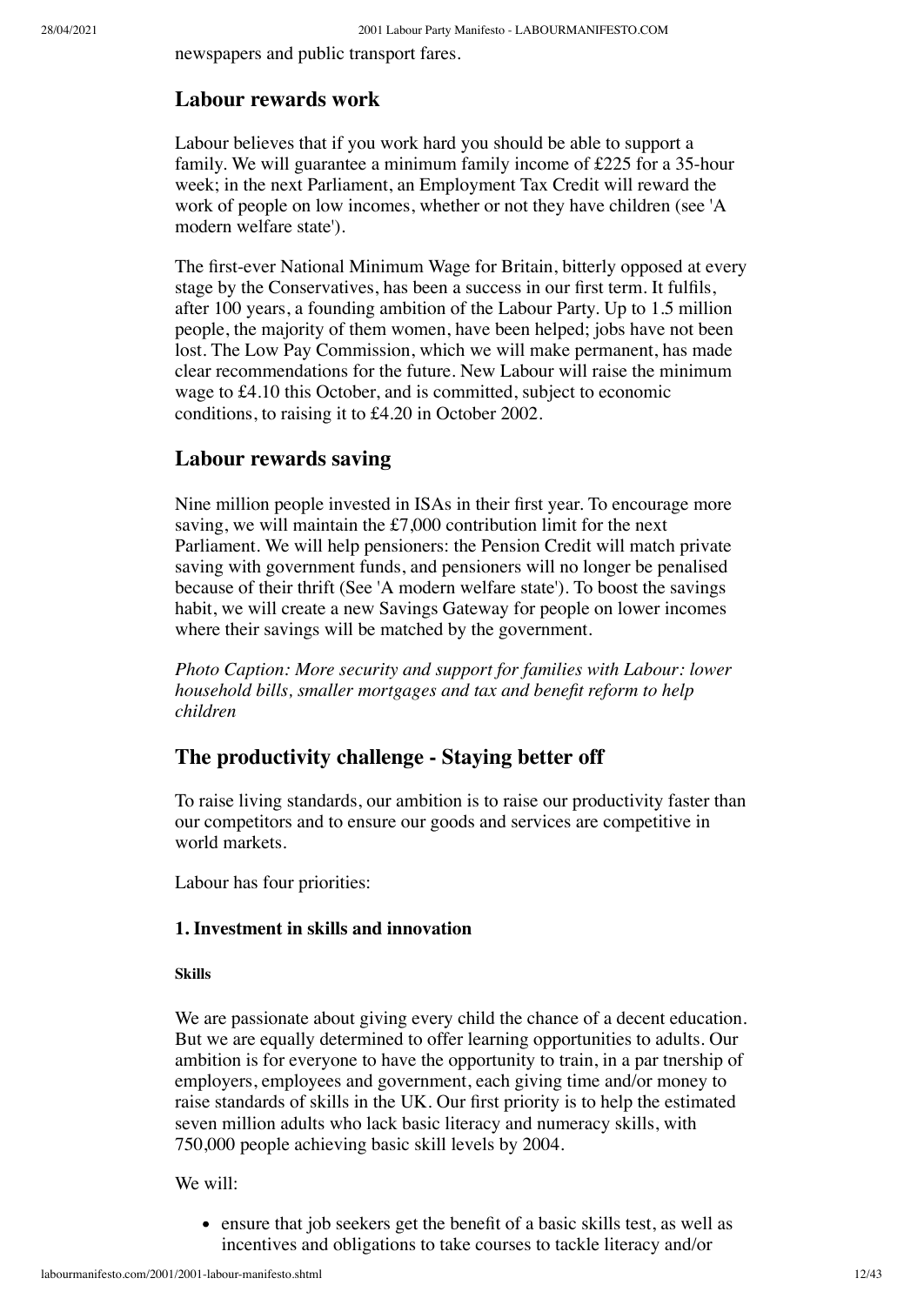newspapers and public transport fares.

## Labour rewards work

Labour believes that if you work hard you should be able to support a family. We will guarantee a minimum family income of £225 for a 35-hour week; in the next Parliament, an Employment Tax Credit will reward the work of people on low incomes, whether or not they have children (see 'A modern welfare state').

The first-ever National Minimum Wage for Britain, bitterly opposed at every stage by the Conservatives, has been a success in our first term. It fulfils, after 100 years, a founding ambition of the Labour Party. Up to 1.5 million people, the majority of them women, have been helped; jobs have not been lost. The Low Pay Commission, which we will make permanent, has made clear recommendations for the future. New Labour will raise the minimum wage to £4.10 this October, and is committed, subject to economic conditions, to raising it to £4.20 in October 2002.

## Labour rewards saving

Nine million people invested in ISAs in their first year. To encourage more saving, we will maintain the £7,000 contribution limit for the next Parliament. We will help pensioners: the Pension Credit will match private saving with government funds, and pensioners will no longer be penalised because of their thrift (See 'A modern welfare state'). To boost the savings habit, we will create a new Savings Gateway for people on lower incomes where their savings will be matched by the government.

*Photo Caption: More security and support for families with Labour: lower household bills, smaller mortgages and tax and benefit reform to help children*

## The productivity challenge - Staying better off

To raise living standards, our ambition is to raise our productivity faster than our competitors and to ensure our goods and services are competitive in world markets.

Labour has four priorities:

### 1. Investment in skills and innovation

#### Skills

We are passionate about giving every child the chance of a decent education. But we are equally determined to offer learning opportunities to adults. Our ambition is for everyone to have the opportunity to train, in a par tnership of employers, employees and government, each giving time and/or money to raise standards of skills in the UK. Our first priority is to help the estimated seven million adults who lack basic literacy and numeracy skills, with 750,000 people achieving basic skill levels by 2004.

We will:

- ensure that job seekers get the benefit of a basic skills test, as well as incentives and obligations to take courses to tackle literacy and/or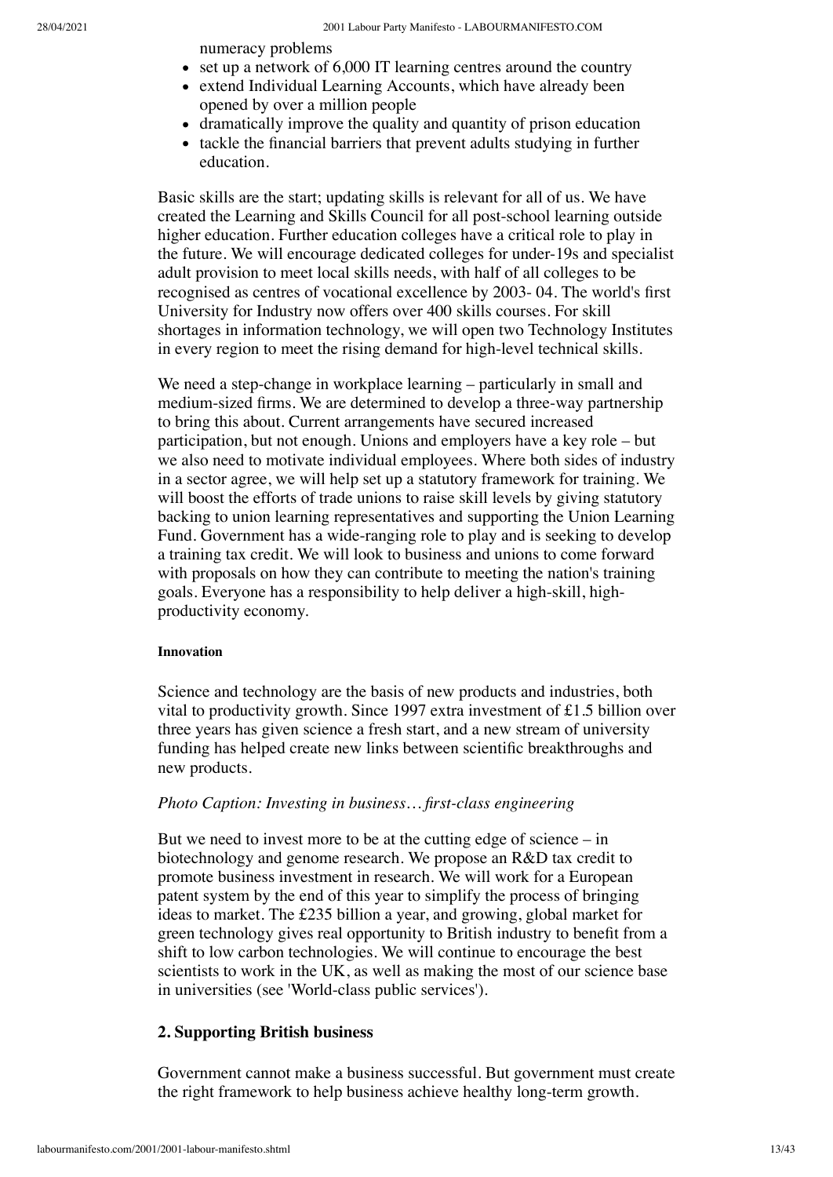numeracy problems

- set up a network of 6,000 IT learning centres around the country
- extend Individual Learning Accounts, which have already been opened by over a million people
- dramatically improve the quality and quantity of prison education
- tackle the financial barriers that prevent adults studying in further education.

Basic skills are the start; updating skills is relevant for all of us. We have created the Learning and Skills Council for all post-school learning outside higher education. Further education colleges have a critical role to play in the future. We will encourage dedicated colleges for under-19s and specialist adult provision to meet local skills needs, with half of all colleges to be recognised as centres of vocational excellence by 2003- 04. The world's first University for Industry now offers over 400 skills courses. For skill shortages in information technology, we will open two Technology Institutes in every region to meet the rising demand for high-level technical skills.

We need a step-change in workplace learning – particularly in small and medium-sized firms. We are determined to develop a three-way partnership to bring this about. Current arrangements have secured increased participation, but not enough. Unions and employers have a key role – but we also need to motivate individual employees. Where both sides of industry in a sector agree, we will help set up a statutory framework for training. We will boost the efforts of trade unions to raise skill levels by giving statutory backing to union learning representatives and supporting the Union Learning Fund. Government has a wide-ranging role to play and is seeking to develop a training tax credit. We will look to business and unions to come forward with proposals on how they can contribute to meeting the nation's training goals. Everyone has a responsibility to help deliver a high-skill, high-productivity economy.

#### Innovation

Science and technology are the basis of new products and industries, both vital to productivity growth. Since 1997 extra investment of £1.5 billion over three years has given science a fresh start, and a new stream of university funding has helped create new links between scientific breakthroughs and new products.

*Photo Caption: Investing in business… first-class engineering*

But we need to invest more to be at the cutting edge of science – in biotechnology and genome research. We propose an R&D tax credit to promote business investment in research. We will work for a European patent system by the end of this year to simplify the process of bringing ideas to market. The £235 billion a year, and growing, global market for green technology gives real opportunity to British industry to benefit from a shift to low carbon technologies. We will continue to encourage the best scientists to work in the UK, as well as making the most of our science base in universities (see 'World-class public services').

### 2. Supporting British business

Government cannot make a business successful. But government must create the right framework to help business achieve healthy long-term growth.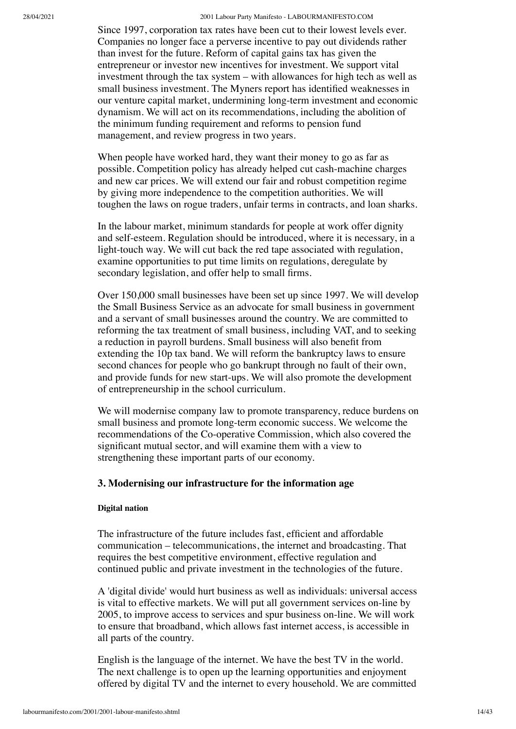Since 1997, corporation tax rates have been cut to their lowest levels ever. Companies no longer face a perverse incentive to pay out dividends rather than invest for the future. Reform of capital gains tax has given the entrepreneur or investor new incentives for investment. We support vital investment through the tax system – with allowances for high tech as well as small business investment. The Myners report has identified weaknesses in our venture capital market, undermining long-term investment and economic dynamism. We will act on its recommendations, including the abolition of the minimum funding requirement and reforms to pension fund management, and review progress in two years.

When people have worked hard, they want their money to go as far as possible. Competition policy has already helped cut cash-machine charges and new car prices. We will extend our fair and robust competition regime by giving more independence to the competition authorities. We will toughen the laws on rogue traders, unfair terms in contracts, and loan sharks.

In the labour market, minimum standards for people at work offer dignity and self-esteem. Regulation should be introduced, where it is necessary, in a light-touch way. We will cut back the red tape associated with regulation, examine opportunities to put time limits on regulations, deregulate by secondary legislation, and offer help to small firms.

Over 150,000 small businesses have been set up since 1997. We will develop the Small Business Service as an advocate for small business in government and a servant of small businesses around the country. We are committed to reforming the tax treatment of small business, including VAT, and to seeking a reduction in payroll burdens. Small business will also benefit from extending the 10p tax band. We will reform the bankruptcy laws to ensure second chances for people who go bankrupt through no fault of their own, and provide funds for new start-ups. We will also promote the development of entrepreneurship in the school curriculum.

We will modernise company law to promote transparency, reduce burdens on small business and promote long-term economic success. We welcome the recommendations of the Co-operative Commission, which also covered the significant mutual sector, and will examine them with a view to strengthening these important parts of our economy.

### 3. Modernising our infrastructure for the information age

#### Digital nation

The infrastructure of the future includes fast, efficient and affordable communication – telecommunications, the internet and broadcasting. That requires the best competitive environment, effective regulation and continued public and private investment in the technologies of the future.

A 'digital divide' would hurt business as well as individuals: universal access is vital to effective markets. We will put all government services on-line by 2005, to improve access to services and spur business on-line. We will work to ensure that broadband, which allows fast internet access, is accessible in all parts of the country.

English is the language of the internet. We have the best TV in the world. The next challenge is to open up the learning opportunities and enjoyment offered by digital TV and the internet to every household. We are committed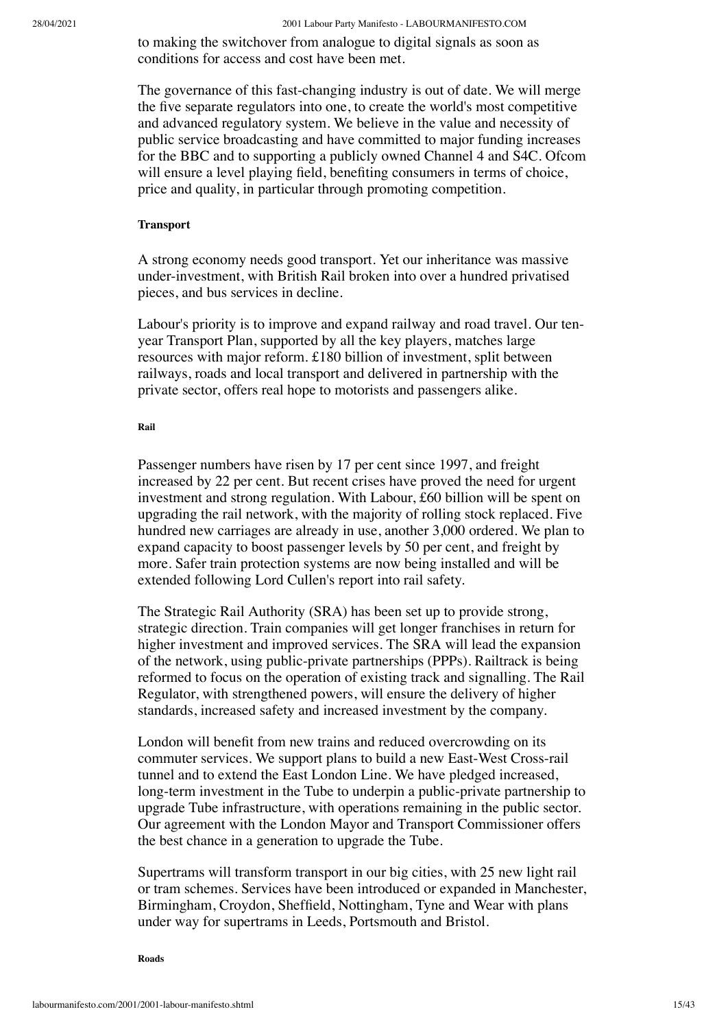to making the switchover from analogue to digital signals as soon as conditions for access and cost have been met.

The governance of this fast-changing industry is out of date. We will merge the five separate regulators into one, to create the world's most competitive and advanced regulatory system. We believe in the value and necessity of public service broadcasting and have committed to major funding increases for the BBC and to supporting a publicly owned Channel 4 and S4C. Ofcom will ensure a level playing field, benefiting consumers in terms of choice, price and quality, in particular through promoting competition.

### Transport

A strong economy needs good transport. Yet our inheritance was massive under-investment, with British Rail broken into over a hundred privatised pieces, and bus services in decline.

Labour's priority is to improve and expand railway and road travel. Our ten-year Transport Plan, supported by all the key players, matches large resources with major reform. £180 billion of investment, split between railways, roads and local transport and delivered in partnership with the private sector, offers real hope to motorists and passengers alike.

#### Rail

Passenger numbers have risen by 17 per cent since 1997, and freight increased by 22 per cent. But recent crises have proved the need for urgent investment and strong regulation. With Labour, £60 billion will be spent on upgrading the rail network, with the majority of rolling stock replaced. Five hundred new carriages are already in use, another 3,000 ordered. We plan to expand capacity to boost passenger levels by 50 per cent, and freight by more. Safer train protection systems are now being installed and will be extended following Lord Cullen's report into rail safety.

The Strategic Rail Authority (SRA) has been set up to provide strong, strategic direction. Train companies will get longer franchises in return for higher investment and improved services. The SRA will lead the expansion of the network, using public-private partnerships (PPPs). Railtrack is being reformed to focus on the operation of existing track and signalling. The Rail Regulator, with strengthened powers, will ensure the delivery of higher standards, increased safety and increased investment by the company.

London will benefit from new trains and reduced overcrowding on its commuter services. We support plans to build a new East-West Cross-rail tunnel and to extend the East London Line. We have pledged increased, long-term investment in the Tube to underpin a public-private partnership to upgrade Tube infrastructure, with operations remaining in the public sector. Our agreement with the London Mayor and Transport Commissioner offers the best chance in a generation to upgrade the Tube.

Supertrams will transform transport in our big cities, with 25 new light rail or tram schemes. Services have been introduced or expanded in Manchester, Birmingham, Croydon, Sheffield, Nottingham, Tyne and Wear with plans under way for supertrams in Leeds, Portsmouth and Bristol.

#### Roads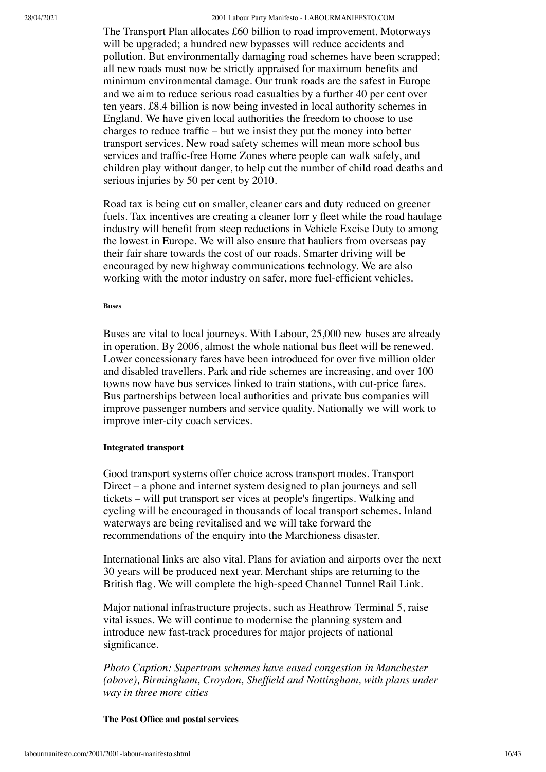The Transport Plan allocates £60 billion to road improvement. Motorways will be upgraded; a hundred new bypasses will reduce accidents and pollution. But environmentally damaging road schemes have been scrapped; all new roads must now be strictly appraised for maximum benefits and minimum environmental damage. Our trunk roads are the safest in Europe and we aim to reduce serious road casualties by a further 40 per cent over ten years. £8.4 billion is now being invested in local authority schemes in England. We have given local authorities the freedom to choose to use charges to reduce traffic – but we insist they put the money into better transport services. New road safety schemes will mean more school bus services and traffic-free Home Zones where people can walk safely, and children play without danger, to help cut the number of child road deaths and serious injuries by 50 per cent by 2010.

Road tax is being cut on smaller, cleaner cars and duty reduced on greener fuels. Tax incentives are creating a cleaner lorr y fleet while the road haulage industry will benefit from steep reductions in Vehicle Excise Duty to among the lowest in Europe. We will also ensure that hauliers from overseas pay their fair share towards the cost of our roads. Smarter driving will be encouraged by new highway communications technology. We are also working with the motor industry on safer, more fuel-efficient vehicles.

#### Buses

Buses are vital to local journeys. With Labour, 25,000 new buses are already in operation. By 2006, almost the whole national bus fleet will be renewed. Lower concessionary fares have been introduced for over five million older and disabled travellers. Park and ride schemes are increasing, and over 100 towns now have bus services linked to train stations, with cut-price fares. Bus partnerships between local authorities and private bus companies will improve passenger numbers and service quality. Nationally we will work to improve inter-city coach services.

### Integrated transport

Good transport systems offer choice across transport modes. Transport Direct – a phone and internet system designed to plan journeys and sell tickets – will put transport ser vices at people's fingertips. Walking and cycling will be encouraged in thousands of local transport schemes. Inland waterways are being revitalised and we will take forward the recommendations of the enquiry into the Marchioness disaster.

International links are also vital. Plans for aviation and airports over the next 30 years will be produced next year. Merchant ships are returning to the British flag. We will complete the high-speed Channel Tunnel Rail Link.

Major national infrastructure projects, such as Heathrow Terminal 5, raise vital issues. We will continue to modernise the planning system and introduce new fast-track procedures for major projects of national significance.

*Photo Caption: Supertram schemes have eased congestion in Manchester (above), Birmingham, Croydon, Sheffield and Nottingham, with plans under way in three more cities*

### The Post Office and postal services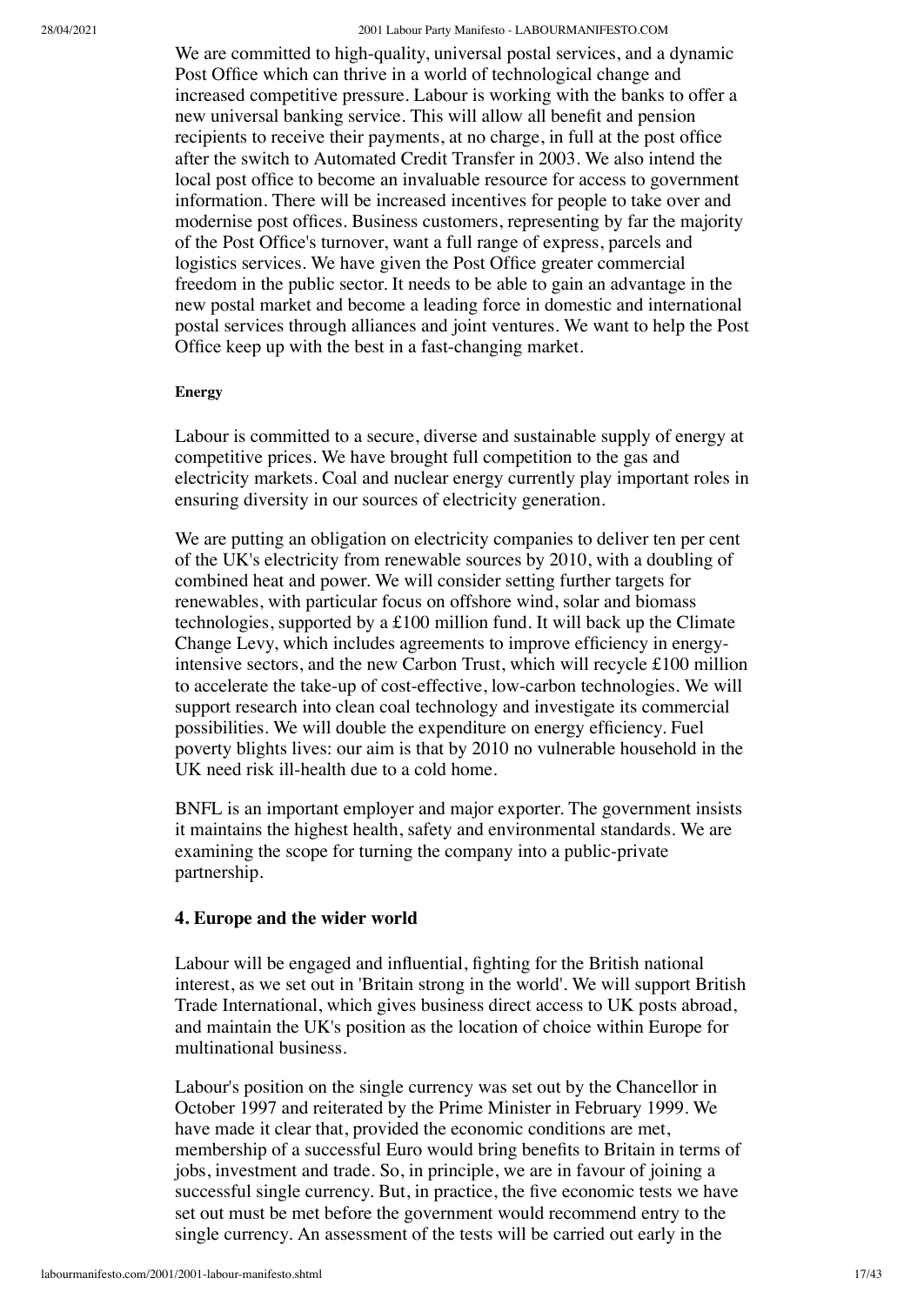We are committed to high-quality, universal postal services, and a dynamic Post Office which can thrive in a world of technological change and increased competitive pressure. Labour is working with the banks to offer a new universal banking service. This will allow all benefit and pension recipients to receive their payments, at no charge, in full at the post office after the switch to Automated Credit Transfer in 2003. We also intend the local post office to become an invaluable resource for access to government information. There will be increased incentives for people to take over and modernise post offices. Business customers, representing by far the majority of the Post Office's turnover, want a full range of express, parcels and logistics services. We have given the Post Office greater commercial freedom in the public sector. It needs to be able to gain an advantage in the new postal market and become a leading force in domestic and international postal services through alliances and joint ventures. We want to help the Post Office keep up with the best in a fast-changing market.

#### Energy

Labour is committed to a secure, diverse and sustainable supply of energy at competitive prices. We have brought full competition to the gas and electricity markets. Coal and nuclear energy currently play important roles in ensuring diversity in our sources of electricity generation.

We are putting an obligation on electricity companies to deliver ten per cent of the UK's electricity from renewable sources by 2010, with a doubling of combined heat and power. We will consider setting further targets for renewables, with particular focus on offshore wind, solar and biomass technologies, supported by a £100 million fund. It will back up the Climate Change Levy, which includes agreements to improve efficiency in energy-intensive sectors, and the new Carbon Trust, which will recycle £100 million to accelerate the take-up of cost-effective, low-carbon technologies. We will support research into clean coal technology and investigate its commercial possibilities. We will double the expenditure on energy efficiency. Fuel poverty blights lives: our aim is that by 2010 no vulnerable household in the UK need risk ill-health due to a cold home.

BNFL is an important employer and major exporter. The government insists it maintains the highest health, safety and environmental standards. We are examining the scope for turning the company into a public-private partnership.

### 4. Europe and the wider world

Labour will be engaged and influential, fighting for the British national interest, as we set out in 'Britain strong in the world'. We will support British Trade International, which gives business direct access to UK posts abroad, and maintain the UK's position as the location of choice within Europe for multinational business.

Labour's position on the single currency was set out by the Chancellor in October 1997 and reiterated by the Prime Minister in February 1999. We have made it clear that, provided the economic conditions are met, membership of a successful Euro would bring benefits to Britain in terms of jobs, investment and trade. So, in principle, we are in favour of joining a successful single currency. But, in practice, the five economic tests we have set out must be met before the government would recommend entry to the single currency. An assessment of the tests will be carried out early in the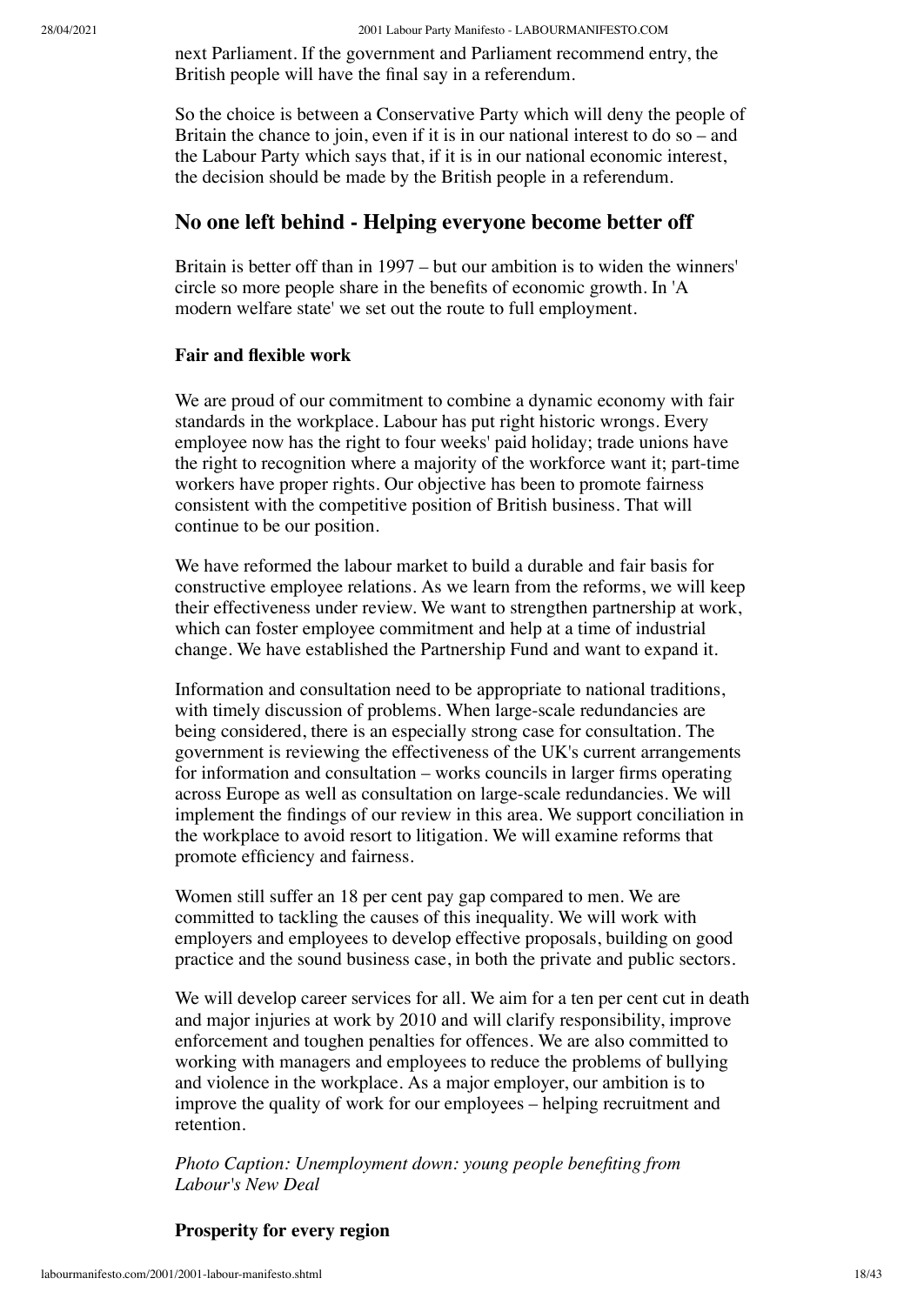next Parliament. If the government and Parliament recommend entry, the British people will have the final say in a referendum.

So the choice is between a Conservative Party which will deny the people of Britain the chance to join, even if it is in our national interest to do so – and the Labour Party which says that, if it is in our national economic interest, the decision should be made by the British people in a referendum.

## No one left behind - Helping everyone become better off

Britain is better off than in 1997 – but our ambition is to widen the winners' circle so more people share in the benefits of economic growth. In 'A modern welfare state' we set out the route to full employment.

### Fair and flexible work

We are proud of our commitment to combine a dynamic economy with fair standards in the workplace. Labour has put right historic wrongs. Every employee now has the right to four weeks' paid holiday; trade unions have the right to recognition where a majority of the workforce want it; part-time workers have proper rights. Our objective has been to promote fairness consistent with the competitive position of British business. That will continue to be our position.

We have reformed the labour market to build a durable and fair basis for constructive employee relations. As we learn from the reforms, we will keep their effectiveness under review. We want to strengthen partnership at work, which can foster employee commitment and help at a time of industrial change. We have established the Partnership Fund and want to expand it.

Information and consultation need to be appropriate to national traditions, with timely discussion of problems. When large-scale redundancies are being considered, there is an especially strong case for consultation. The government is reviewing the effectiveness of the UK's current arrangements for information and consultation – works councils in larger firms operating across Europe as well as consultation on large-scale redundancies. We will implement the findings of our review in this area. We support conciliation in the workplace to avoid resort to litigation. We will examine reforms that promote efficiency and fairness.

Women still suffer an 18 per cent pay gap compared to men. We are committed to tackling the causes of this inequality. We will work with employers and employees to develop effective proposals, building on good practice and the sound business case, in both the private and public sectors.

We will develop career services for all. We aim for a ten per cent cut in death and major injuries at work by 2010 and will clarify responsibility, improve enforcement and toughen penalties for offences. We are also committed to working with managers and employees to reduce the problems of bullying and violence in the workplace. As a major employer, our ambition is to improve the quality of work for our employees – helping recruitment and retention.

*Photo Caption: Unemployment down: young people benefiting from Labour's New Deal*

### Prosperity for every region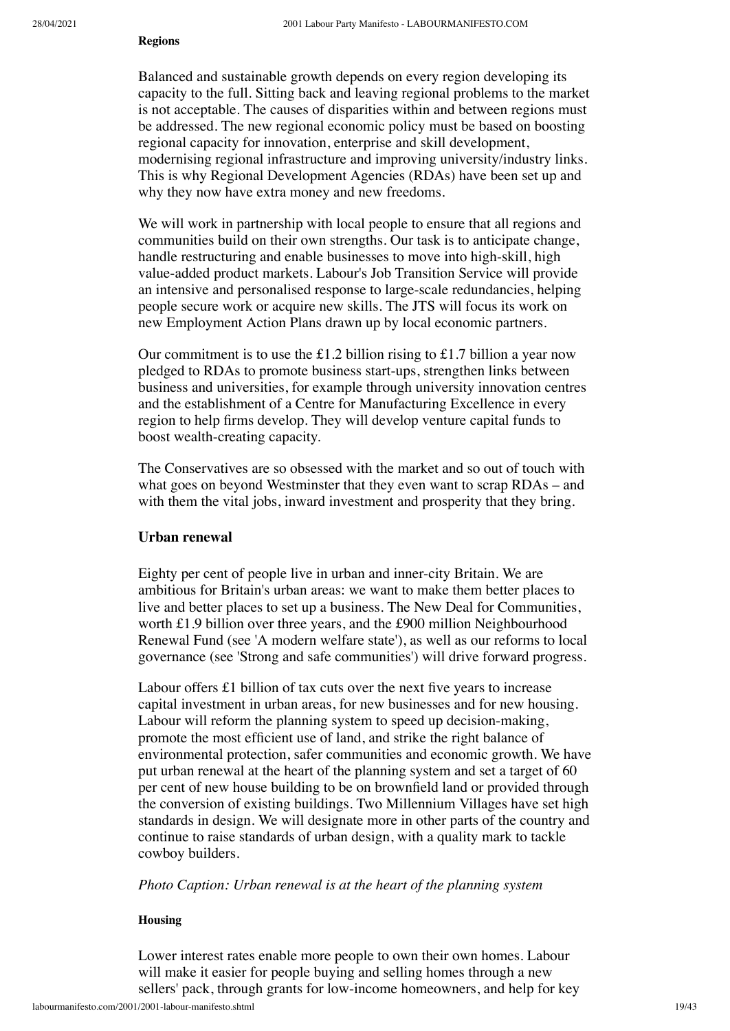#### Regions

Balanced and sustainable growth depends on every region developing its capacity to the full. Sitting back and leaving regional problems to the market is not acceptable. The causes of disparities within and between regions must be addressed. The new regional economic policy must be based on boosting regional capacity for innovation, enterprise and skill development, modernising regional infrastructure and improving university/industry links. This is why Regional Development Agencies (RDAs) have been set up and why they now have extra money and new freedoms.

We will work in partnership with local people to ensure that all regions and communities build on their own strengths. Our task is to anticipate change, handle restructuring and enable businesses to move into high-skill, high value-added product markets. Labour's Job Transition Service will provide an intensive and personalised response to large-scale redundancies, helping people secure work or acquire new skills. The JTS will focus its work on new Employment Action Plans drawn up by local economic partners.

Our commitment is to use the £1.2 billion rising to £1.7 billion a year now pledged to RDAs to promote business start-ups, strengthen links between business and universities, for example through university innovation centres and the establishment of a Centre for Manufacturing Excellence in every region to help firms develop. They will develop venture capital funds to boost wealth-creating capacity.

The Conservatives are so obsessed with the market and so out of touch with what goes on beyond Westminster that they even want to scrap RDAs – and with them the vital jobs, inward investment and prosperity that they bring.

### Urban renewal

Eighty per cent of people live in urban and inner-city Britain. We are ambitious for Britain's urban areas: we want to make them better places to live and better places to set up a business. The New Deal for Communities, worth £1.9 billion over three years, and the £900 million Neighbourhood Renewal Fund (see 'A modern welfare state'), as well as our reforms to local governance (see 'Strong and safe communities') will drive forward progress.

Labour offers £1 billion of tax cuts over the next five years to increase capital investment in urban areas, for new businesses and for new housing. Labour will reform the planning system to speed up decision-making, promote the most efficient use of land, and strike the right balance of environmental protection, safer communities and economic growth. We have put urban renewal at the heart of the planning system and set a target of 60 per cent of new house building to be on brownfield land or provided through the conversion of existing buildings. Two Millennium Villages have set high standards in design. We will designate more in other parts of the country and continue to raise standards of urban design, with a quality mark to tackle cowboy builders.

*Photo Caption: Urban renewal is at the heart of the planning system*

#### Housing

Lower interest rates enable more people to own their own homes. Labour will make it easier for people buying and selling homes through a new sellers' pack, through grants for low-income homeowners, and help for key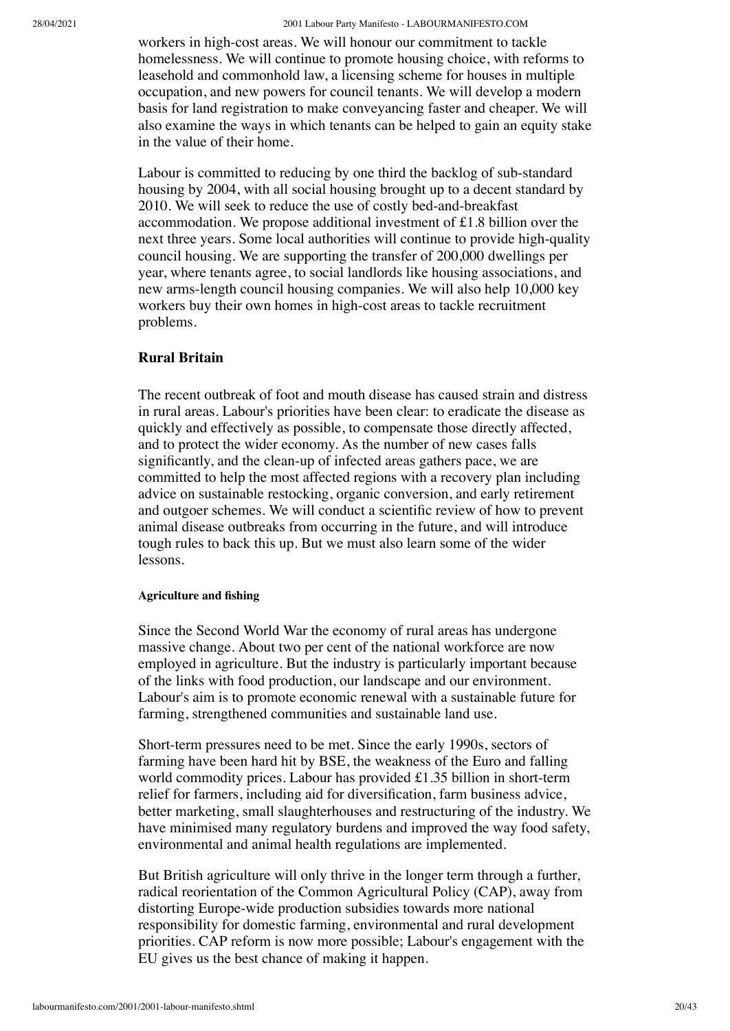workers in high-cost areas. We will honour our commitment to tackle homelessness. We will continue to promote housing choice, with reforms to leasehold and commonhold law, a licensing scheme for houses in multiple occupation, and new powers for council tenants. We will develop a modern basis for land registration to make conveyancing faster and cheaper. We will also examine the ways in which tenants can be helped to gain an equity stake in the value of their home.

Labour is committed to reducing by one third the backlog of sub-standard housing by 2004, with all social housing brought up to a decent standard by 2010. We will seek to reduce the use of costly bed-and-breakfast accommodation. We propose additional investment of £1.8 billion over the next three years. Some local authorities will continue to provide high-quality council housing. We are supporting the transfer of 200,000 dwellings per year, where tenants agree, to social landlords like housing associations, and new arms-length council housing companies. We will also help 10,000 key workers buy their own homes in high-cost areas to tackle recruitment problems.

### Rural Britain

The recent outbreak of foot and mouth disease has caused strain and distress in rural areas. Labour's priorities have been clear: to eradicate the disease as quickly and effectively as possible, to compensate those directly affected, and to protect the wider economy. As the number of new cases falls significantly, and the clean-up of infected areas gathers pace, we are committed to help the most affected regions with a recovery plan including advice on sustainable restocking, organic conversion, and early retirement and outgoer schemes. We will conduct a scientific review of how to prevent animal disease outbreaks from occurring in the future, and will introduce tough rules to back this up. But we must also learn some of the wider lessons.

#### Agriculture and fishing

Since the Second World War the economy of rural areas has undergone massive change. About two per cent of the national workforce are now employed in agriculture. But the industry is particularly important because of the links with food production, our landscape and our environment. Labour's aim is to promote economic renewal with a sustainable future for farming, strengthened communities and sustainable land use.

Short-term pressures need to be met. Since the early 1990s, sectors of farming have been hard hit by BSE, the weakness of the Euro and falling world commodity prices. Labour has provided £1.35 billion in short-term relief for farmers, including aid for diversification, farm business advice, better marketing, small slaughterhouses and restructuring of the industry. We have minimised many regulatory burdens and improved the way food safety, environmental and animal health regulations are implemented.

But British agriculture will only thrive in the longer term through a further, radical reorientation of the Common Agricultural Policy (CAP), away from distorting Europe-wide production subsidies towards more national responsibility for domestic farming, environmental and rural development priorities. CAP reform is now more possible; Labour's engagement with the EU gives us the best chance of making it happen.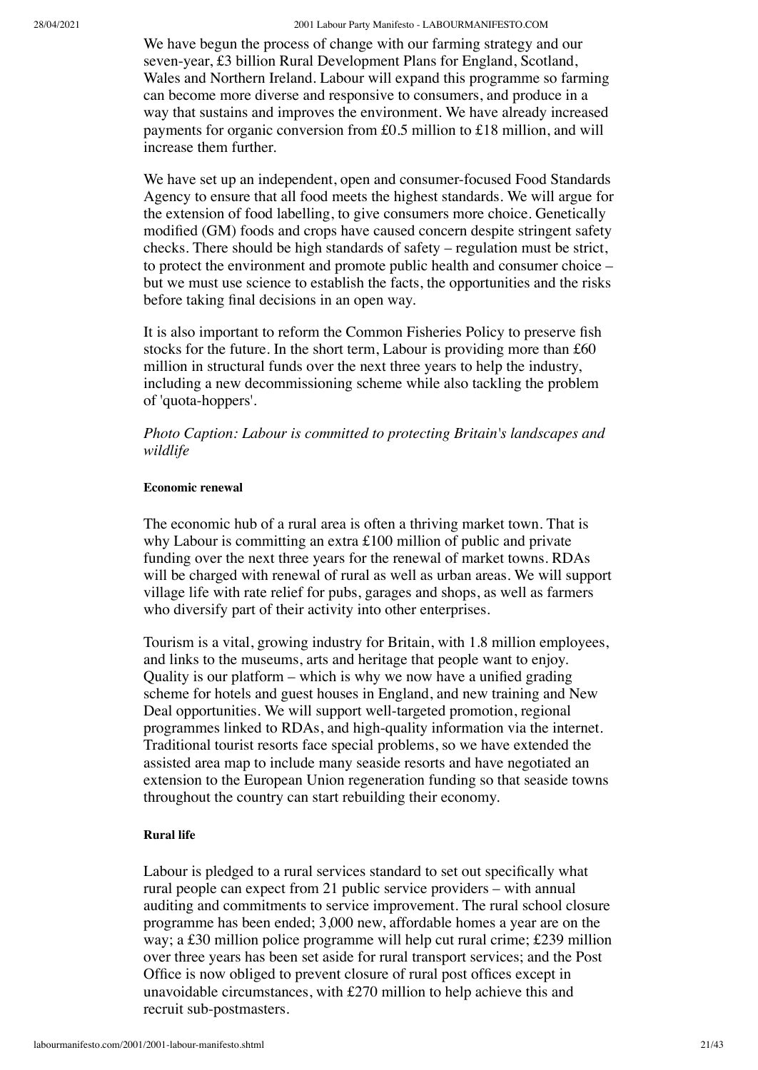We have begun the process of change with our farming strategy and our seven-year, £3 billion Rural Development Plans for England, Scotland, Wales and Northern Ireland. Labour will expand this programme so farming can become more diverse and responsive to consumers, and produce in a way that sustains and improves the environment. We have already increased payments for organic conversion from £0.5 million to £18 million, and will increase them further.

We have set up an independent, open and consumer-focused Food Standards Agency to ensure that all food meets the highest standards. We will argue for the extension of food labelling, to give consumers more choice. Genetically modified (GM) foods and crops have caused concern despite stringent safety checks. There should be high standards of safety – regulation must be strict, to protect the environment and promote public health and consumer choice – but we must use science to establish the facts, the opportunities and the risks before taking final decisions in an open way.

It is also important to reform the Common Fisheries Policy to preserve fish stocks for the future. In the short term, Labour is providing more than £60 million in structural funds over the next three years to help the industry, including a new decommissioning scheme while also tackling the problem of 'quota-hoppers'.

*Photo Caption: Labour is committed to protecting Britain's landscapes and wildlife*

#### Economic renewal

The economic hub of a rural area is often a thriving market town. That is why Labour is committing an extra £100 million of public and private funding over the next three years for the renewal of market towns. RDAs will be charged with renewal of rural as well as urban areas. We will support village life with rate relief for pubs, garages and shops, as well as farmers who diversify part of their activity into other enterprises.

Tourism is a vital, growing industry for Britain, with 1.8 million employees, and links to the museums, arts and heritage that people want to enjoy. Quality is our platform – which is why we now have a unified grading scheme for hotels and guest houses in England, and new training and New Deal opportunities. We will support well-targeted promotion, regional programmes linked to RDAs, and high-quality information via the internet. Traditional tourist resorts face special problems, so we have extended the assisted area map to include many seaside resorts and have negotiated an extension to the European Union regeneration funding so that seaside towns throughout the country can start rebuilding their economy.

#### Rural life

Labour is pledged to a rural services standard to set out specifically what rural people can expect from 21 public service providers – with annual auditing and commitments to service improvement. The rural school closure programme has been ended; 3,000 new, affordable homes a year are on the way; a £30 million police programme will help cut rural crime; £239 million over three years has been set aside for rural transport services; and the Post Office is now obliged to prevent closure of rural post offices except in unavoidable circumstances, with £270 million to help achieve this and recruit sub-postmasters.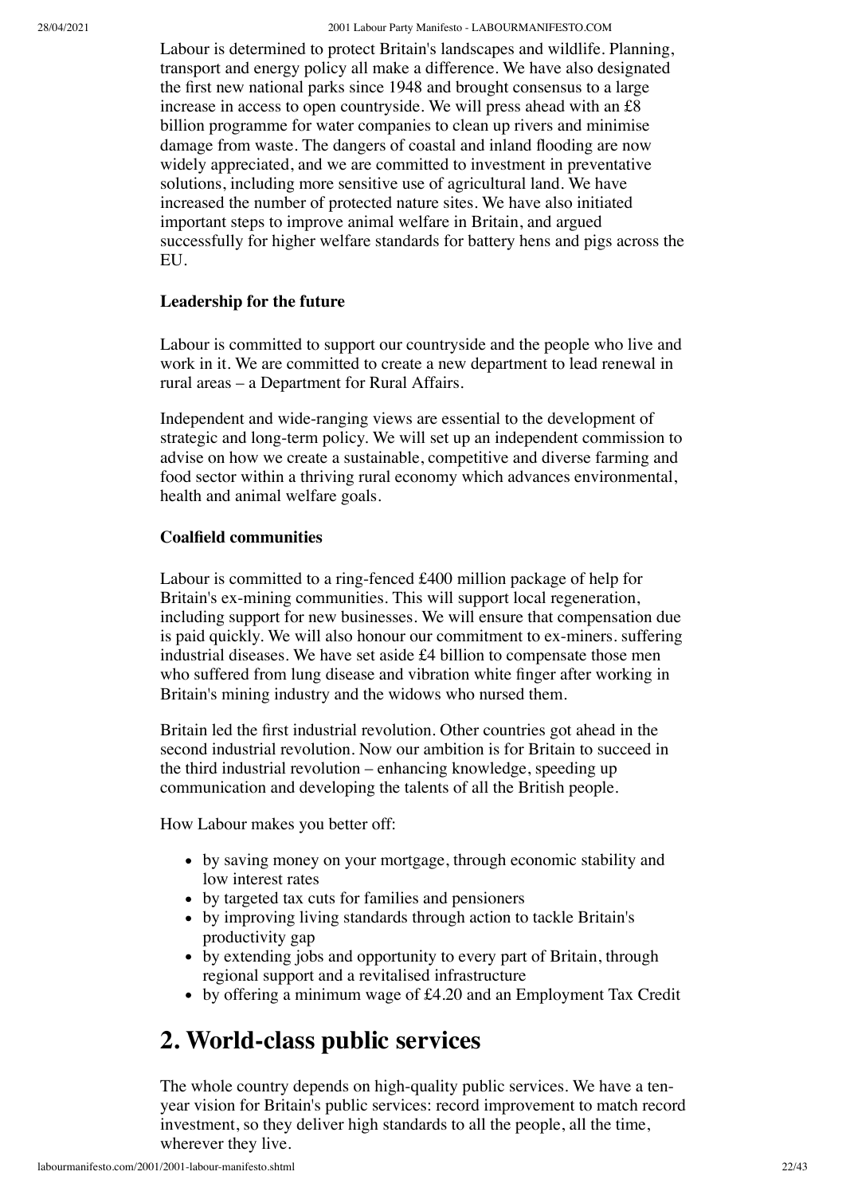Labour is determined to protect Britain's landscapes and wildlife. Planning, transport and energy policy all make a difference. We have also designated the first new national parks since 1948 and brought consensus to a large increase in access to open countryside. We will press ahead with an £8 billion programme for water companies to clean up rivers and minimise damage from waste. The dangers of coastal and inland flooding are now widely appreciated, and we are committed to investment in preventative solutions, including more sensitive use of agricultural land. We have increased the number of protected nature sites. We have also initiated important steps to improve animal welfare in Britain, and argued successfully for higher welfare standards for battery hens and pigs across the EU.

**Leadership for the future**

Labour is committed to support our countryside and the people who live and work in it. We are committed to create a new department to lead renewal in rural areas – a Department for Rural Affairs.

Independent and wide-ranging views are essential to the development of strategic and long-term policy. We will set up an independent commission to advise on how we create a sustainable, competitive and diverse farming and food sector within a thriving rural economy which advances environmental, health and animal welfare goals.

**Coalfield communities**

Labour is committed to a ring-fenced £400 million package of help for Britain's ex-mining communities. This will support local regeneration, including support for new businesses. We will ensure that compensation due is paid quickly. We will also honour our commitment to ex-miners. suffering industrial diseases. We have set aside £4 billion to compensate those men who suffered from lung disease and vibration white finger after working in Britain's mining industry and the widows who nursed them.

Britain led the first industrial revolution. Other countries got ahead in the second industrial revolution. Now our ambition is for Britain to succeed in the third industrial revolution – enhancing knowledge, speeding up communication and developing the talents of all the British people.

How Labour makes you better off:

- by saving money on your mortgage, through economic stability and low interest rates
- by targeted tax cuts for families and pensioners
- by improving living standards through action to tackle Britain's productivity gap
- by extending jobs and opportunity to every part of Britain, through regional support and a revitalised infrastructure
- by offering a minimum wage of £4.20 and an Employment Tax Credit

## 2. World-class public services

The whole country depends on high-quality public services. We have a ten-year vision for Britain's public services: record improvement to match record investment, so they deliver high standards to all the people, all the time, wherever they live.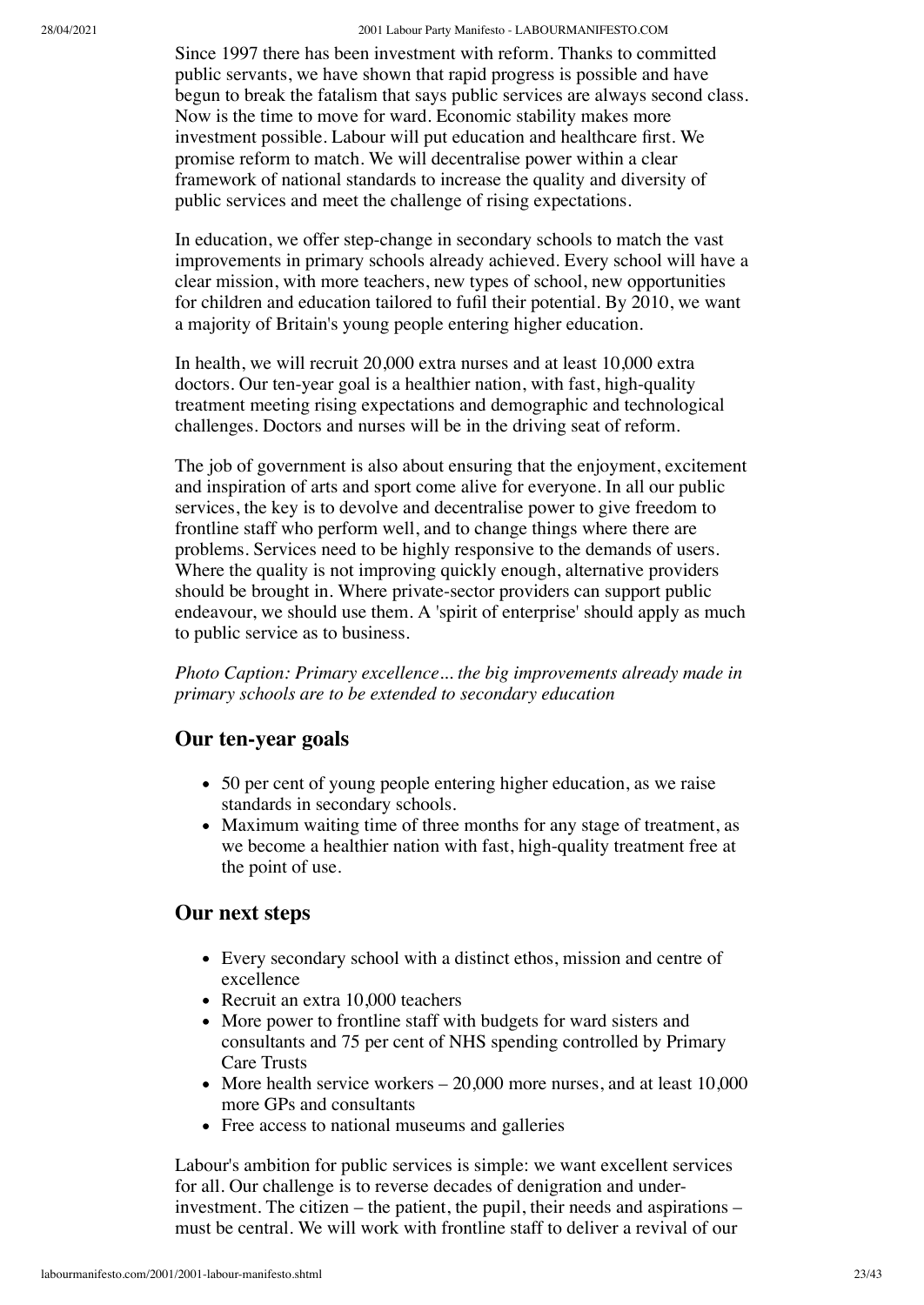Since 1997 there has been investment with reform. Thanks to committed public servants, we have shown that rapid progress is possible and have begun to break the fatalism that says public services are always second class. Now is the time to move for ward. Economic stability makes more investment possible. Labour will put education and healthcare first. We promise reform to match. We will decentralise power within a clear framework of national standards to increase the quality and diversity of public services and meet the challenge of rising expectations.

In education, we offer step-change in secondary schools to match the vast improvements in primary schools already achieved. Every school will have a clear mission, with more teachers, new types of school, new opportunities for children and education tailored to fufil their potential. By 2010, we want a majority of Britain's young people entering higher education.

In health, we will recruit 20,000 extra nurses and at least 10,000 extra doctors. Our ten-year goal is a healthier nation, with fast, high-quality treatment meeting rising expectations and demographic and technological challenges. Doctors and nurses will be in the driving seat of reform.

The job of government is also about ensuring that the enjoyment, excitement and inspiration of arts and sport come alive for everyone. In all our public services, the key is to devolve and decentralise power to give freedom to frontline staff who perform well, and to change things where there are problems. Services need to be highly responsive to the demands of users. Where the quality is not improving quickly enough, alternative providers should be brought in. Where private-sector providers can support public endeavour, we should use them. A 'spirit of enterprise' should apply as much to public service as to business.

*Photo Caption: Primary excellence... the big improvements already made in primary schools are to be extended to secondary education*

## Our ten-year goals

- 50 per cent of young people entering higher education, as we raise standards in secondary schools.
- Maximum waiting time of three months for any stage of treatment, as we become a healthier nation with fast, high-quality treatment free at the point of use.

## Our next steps

- Every secondary school with a distinct ethos, mission and centre of excellence
- Recruit an extra 10,000 teachers
- More power to frontline staff with budgets for ward sisters and consultants and 75 per cent of NHS spending controlled by Primary Care Trusts
- More health service workers – 20,000 more nurses, and at least 10,000 more GPs and consultants
- Free access to national museums and galleries

Labour's ambition for public services is simple: we want excellent services for all. Our challenge is to reverse decades of denigration and under-investment. The citizen – the patient, the pupil, their needs and aspirations – must be central. We will work with frontline staff to deliver a revival of our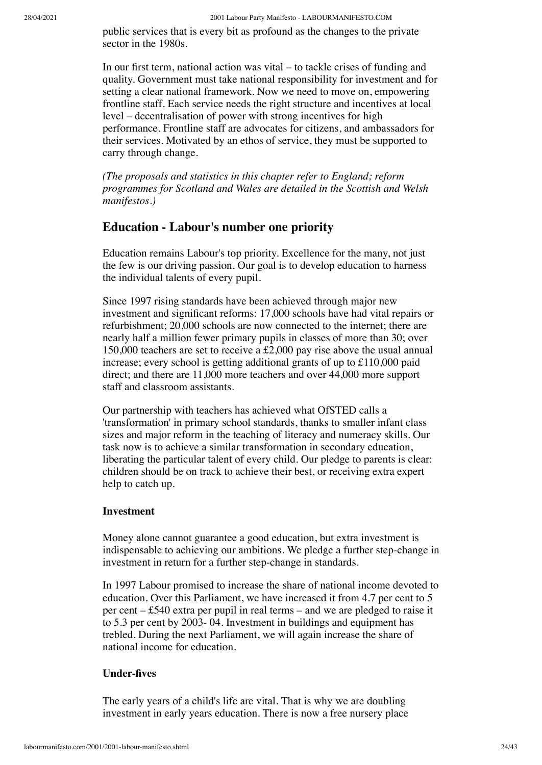public services that is every bit as profound as the changes to the private sector in the 1980s.

In our first term, national action was vital – to tackle crises of funding and quality. Government must take national responsibility for investment and for setting a clear national framework. Now we need to move on, empowering frontline staff. Each service needs the right structure and incentives at local level – decentralisation of power with strong incentives for high performance. Frontline staff are advocates for citizens, and ambassadors for their services. Motivated by an ethos of service, they must be supported to carry through change.

*(The proposals and statistics in this chapter refer to England; reform programmes for Scotland and Wales are detailed in the Scottish and Welsh manifestos.)*

## Education - Labour's number one priority

Education remains Labour's top priority. Excellence for the many, not just the few is our driving passion. Our goal is to develop education to harness the individual talents of every pupil.

Since 1997 rising standards have been achieved through major new investment and significant reforms: 17,000 schools have had vital repairs or refurbishment; 20,000 schools are now connected to the internet; there are nearly half a million fewer primary pupils in classes of more than 30; over 150,000 teachers are set to receive a £2,000 pay rise above the usual annual increase; every school is getting additional grants of up to £110,000 paid direct; and there are 11,000 more teachers and over 44,000 more support staff and classroom assistants.

Our partnership with teachers has achieved what OfSTED calls a 'transformation' in primary school standards, thanks to smaller infant class sizes and major reform in the teaching of literacy and numeracy skills. Our task now is to achieve a similar transformation in secondary education, liberating the particular talent of every child. Our pledge to parents is clear: children should be on track to achieve their best, or receiving extra expert help to catch up.

### Investment

Money alone cannot guarantee a good education, but extra investment is indispensable to achieving our ambitions. We pledge a further step-change in investment in return for a further step-change in standards.

In 1997 Labour promised to increase the share of national income devoted to education. Over this Parliament, we have increased it from 4.7 per cent to 5 per cent – £540 extra per pupil in real terms – and we are pledged to raise it to 5.3 per cent by 2003- 04. Investment in buildings and equipment has trebled. During the next Parliament, we will again increase the share of national income for education.

### Under-fives

The early years of a child's life are vital. That is why we are doubling investment in early years education. There is now a free nursery place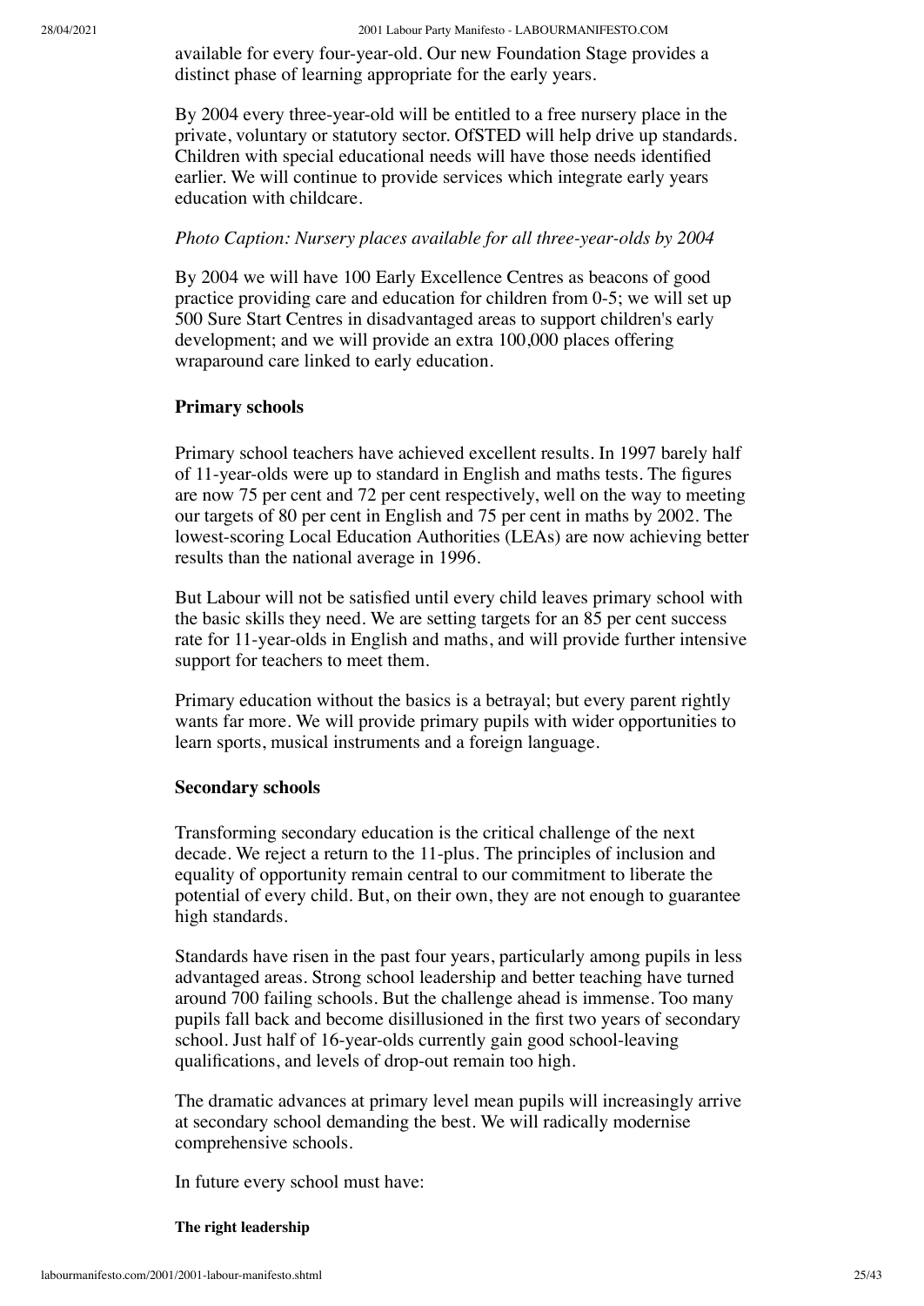available for every four-year-old. Our new Foundation Stage provides a distinct phase of learning appropriate for the early years.

By 2004 every three-year-old will be entitled to a free nursery place in the private, voluntary or statutory sector. OfSTED will help drive up standards. Children with special educational needs will have those needs identified earlier. We will continue to provide services which integrate early years education with childcare.

*Photo Caption: Nursery places available for all three-year-olds by 2004*

By 2004 we will have 100 Early Excellence Centres as beacons of good practice providing care and education for children from 0-5; we will set up 500 Sure Start Centres in disadvantaged areas to support children's early development; and we will provide an extra 100,000 places offering wraparound care linked to early education.

### Primary schools

Primary school teachers have achieved excellent results. In 1997 barely half of 11-year-olds were up to standard in English and maths tests. The figures are now 75 per cent and 72 per cent respectively, well on the way to meeting our targets of 80 per cent in English and 75 per cent in maths by 2002. The lowest-scoring Local Education Authorities (LEAs) are now achieving better results than the national average in 1996.

But Labour will not be satisfied until every child leaves primary school with the basic skills they need. We are setting targets for an 85 per cent success rate for 11-year-olds in English and maths, and will provide further intensive support for teachers to meet them.

Primary education without the basics is a betrayal; but every parent rightly wants far more. We will provide primary pupils with wider opportunities to learn sports, musical instruments and a foreign language.

### Secondary schools

Transforming secondary education is the critical challenge of the next decade. We reject a return to the 11-plus. The principles of inclusion and equality of opportunity remain central to our commitment to liberate the potential of every child. But, on their own, they are not enough to guarantee high standards.

Standards have risen in the past four years, particularly among pupils in less advantaged areas. Strong school leadership and better teaching have turned around 700 failing schools. But the challenge ahead is immense. Too many pupils fall back and become disillusioned in the first two years of secondary school. Just half of 16-year-olds currently gain good school-leaving qualifications, and levels of drop-out remain too high.

The dramatic advances at primary level mean pupils will increasingly arrive at secondary school demanding the best. We will radically modernise comprehensive schools.

In future every school must have:

#### The right leadership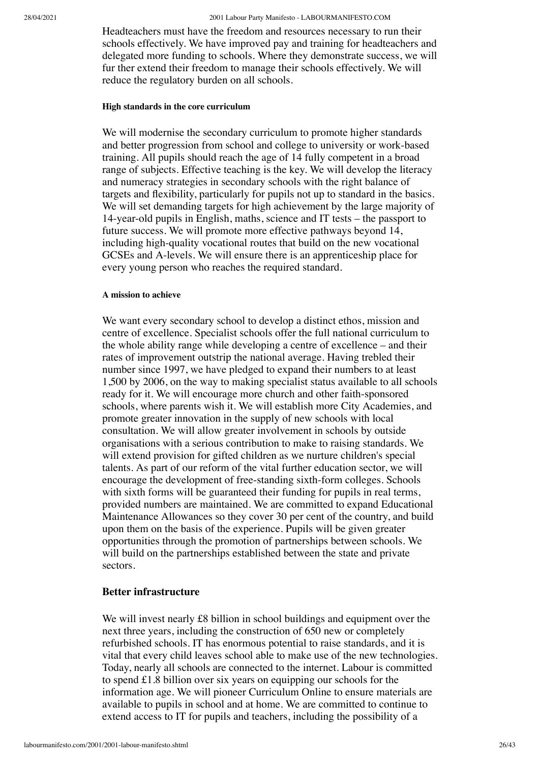Headteachers must have the freedom and resources necessary to run their schools effectively. We have improved pay and training for headteachers and delegated more funding to schools. Where they demonstrate success, we will fur ther extend their freedom to manage their schools effectively. We will reduce the regulatory burden on all schools.

#### High standards in the core curriculum

We will modernise the secondary curriculum to promote higher standards and better progression from school and college to university or work-based training. All pupils should reach the age of 14 fully competent in a broad range of subjects. Effective teaching is the key. We will develop the literacy and numeracy strategies in secondary schools with the right balance of targets and flexibility, particularly for pupils not up to standard in the basics. We will set demanding targets for high achievement by the large majority of 14-year-old pupils in English, maths, science and IT tests – the passport to future success. We will promote more effective pathways beyond 14, including high-quality vocational routes that build on the new vocational GCSEs and A-levels. We will ensure there is an apprenticeship place for every young person who reaches the required standard.

#### A mission to achieve

We want every secondary school to develop a distinct ethos, mission and centre of excellence. Specialist schools offer the full national curriculum to the whole ability range while developing a centre of excellence – and their rates of improvement outstrip the national average. Having trebled their number since 1997, we have pledged to expand their numbers to at least 1,500 by 2006, on the way to making specialist status available to all schools ready for it. We will encourage more church and other faith-sponsored schools, where parents wish it. We will establish more City Academies, and promote greater innovation in the supply of new schools with local consultation. We will allow greater involvement in schools by outside organisations with a serious contribution to make to raising standards. We will extend provision for gifted children as we nurture children's special talents. As part of our reform of the vital further education sector, we will encourage the development of free-standing sixth-form colleges. Schools with sixth forms will be guaranteed their funding for pupils in real terms, provided numbers are maintained. We are committed to expand Educational Maintenance Allowances so they cover 30 per cent of the country, and build upon them on the basis of the experience. Pupils will be given greater opportunities through the promotion of partnerships between schools. We will build on the partnerships established between the state and private sectors.

### Better infrastructure

We will invest nearly £8 billion in school buildings and equipment over the next three years, including the construction of 650 new or completely refurbished schools. IT has enormous potential to raise standards, and it is vital that every child leaves school able to make use of the new technologies. Today, nearly all schools are connected to the internet. Labour is committed to spend £1.8 billion over six years on equipping our schools for the information age. We will pioneer Curriculum Online to ensure materials are available to pupils in school and at home. We are committed to continue to extend access to IT for pupils and teachers, including the possibility of a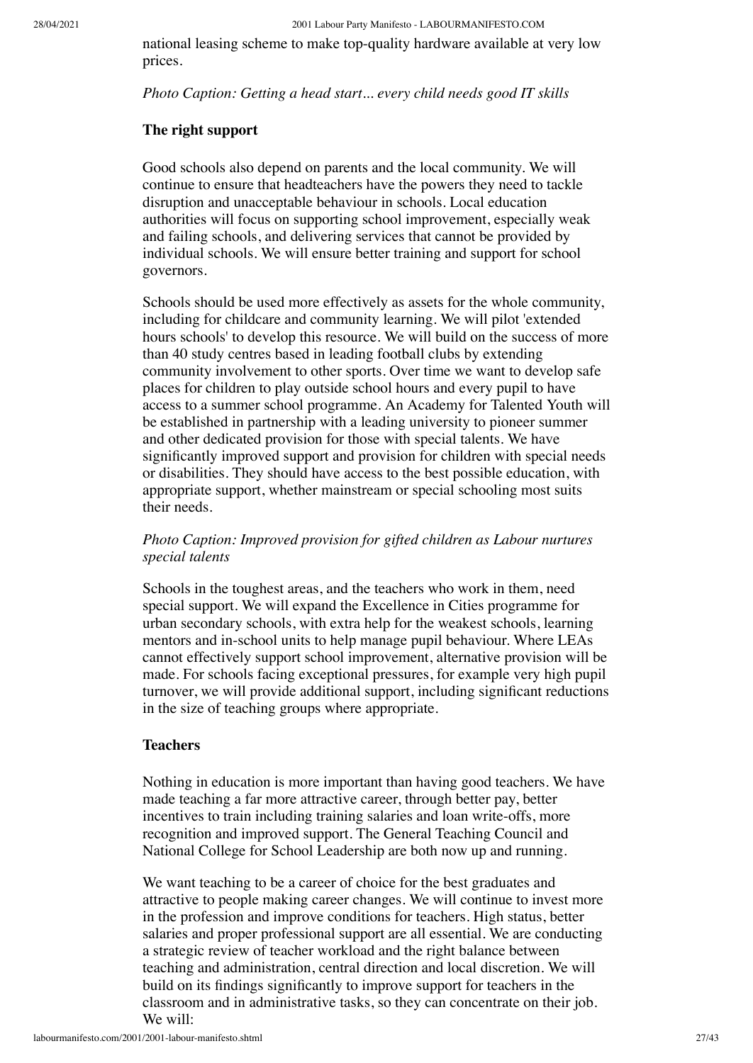national leasing scheme to make top-quality hardware available at very low prices.

*Photo Caption: Getting a head start... every child needs good IT skills*

### The right support

Good schools also depend on parents and the local community. We will continue to ensure that headteachers have the powers they need to tackle disruption and unacceptable behaviour in schools. Local education authorities will focus on supporting school improvement, especially weak and failing schools, and delivering services that cannot be provided by individual schools. We will ensure better training and support for school governors.

Schools should be used more effectively as assets for the whole community, including for childcare and community learning. We will pilot 'extended hours schools' to develop this resource. We will build on the success of more than 40 study centres based in leading football clubs by extending community involvement to other sports. Over time we want to develop safe places for children to play outside school hours and every pupil to have access to a summer school programme. An Academy for Talented Youth will be established in partnership with a leading university to pioneer summer and other dedicated provision for those with special talents. We have significantly improved support and provision for children with special needs or disabilities. They should have access to the best possible education, with appropriate support, whether mainstream or special schooling most suits their needs.

*Photo Caption: Improved provision for gifted children as Labour nurtures special talents*

Schools in the toughest areas, and the teachers who work in them, need special support. We will expand the Excellence in Cities programme for urban secondary schools, with extra help for the weakest schools, learning mentors and in-school units to help manage pupil behaviour. Where LEAs cannot effectively support school improvement, alternative provision will be made. For schools facing exceptional pressures, for example very high pupil turnover, we will provide additional support, including significant reductions in the size of teaching groups where appropriate.

### Teachers

Nothing in education is more important than having good teachers. We have made teaching a far more attractive career, through better pay, better incentives to train including training salaries and loan write-offs, more recognition and improved support. The General Teaching Council and National College for School Leadership are both now up and running.

We want teaching to be a career of choice for the best graduates and attractive to people making career changes. We will continue to invest more in the profession and improve conditions for teachers. High status, better salaries and proper professional support are all essential. We are conducting a strategic review of teacher workload and the right balance between teaching and administration, central direction and local discretion. We will build on its findings significantly to improve support for teachers in the classroom and in administrative tasks, so they can concentrate on their job. We will: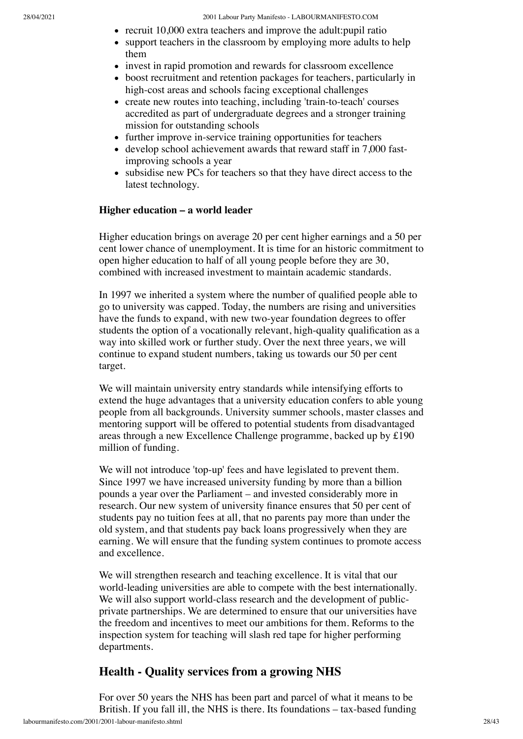- recruit 10,000 extra teachers and improve the adult:pupil ratio
- support teachers in the classroom by employing more adults to help them
- invest in rapid promotion and rewards for classroom excellence
- boost recruitment and retention packages for teachers, particularly in high-cost areas and schools facing exceptional challenges
- create new routes into teaching, including 'train-to-teach' courses accredited as part of undergraduate degrees and a stronger training mission for outstanding schools
- further improve in-service training opportunities for teachers
- develop school achievement awards that reward staff in 7,000 fast-improving schools a year
- subsidise new PCs for teachers so that they have direct access to the latest technology.

**Higher education – a world leader**

Higher education brings on average 20 per cent higher earnings and a 50 per cent lower chance of unemployment. It is time for an historic commitment to open higher education to half of all young people before they are 30, combined with increased investment to maintain academic standards.

In 1997 we inherited a system where the number of qualified people able to go to university was capped. Today, the numbers are rising and universities have the funds to expand, with new two-year foundation degrees to offer students the option of a vocationally relevant, high-quality qualification as a way into skilled work or further study. Over the next three years, we will continue to expand student numbers, taking us towards our 50 per cent target.

We will maintain university entry standards while intensifying efforts to extend the huge advantages that a university education confers to able young people from all backgrounds. University summer schools, master classes and mentoring support will be offered to potential students from disadvantaged areas through a new Excellence Challenge programme, backed up by £190 million of funding.

We will not introduce 'top-up' fees and have legislated to prevent them. Since 1997 we have increased university funding by more than a billion pounds a year over the Parliament – and invested considerably more in research. Our new system of university finance ensures that 50 per cent of students pay no tuition fees at all, that no parents pay more than under the old system, and that students pay back loans progressively when they are earning. We will ensure that the funding system continues to promote access and excellence.

We will strengthen research and teaching excellence. It is vital that our world-leading universities are able to compete with the best internationally. We will also support world-class research and the development of public-private partnerships. We are determined to ensure that our universities have the freedom and incentives to meet our ambitions for them. Reforms to the inspection system for teaching will slash red tape for higher performing departments.

## Health - Quality services from a growing NHS

For over 50 years the NHS has been part and parcel of what it means to be British. If you fall ill, the NHS is there. Its foundations – tax-based funding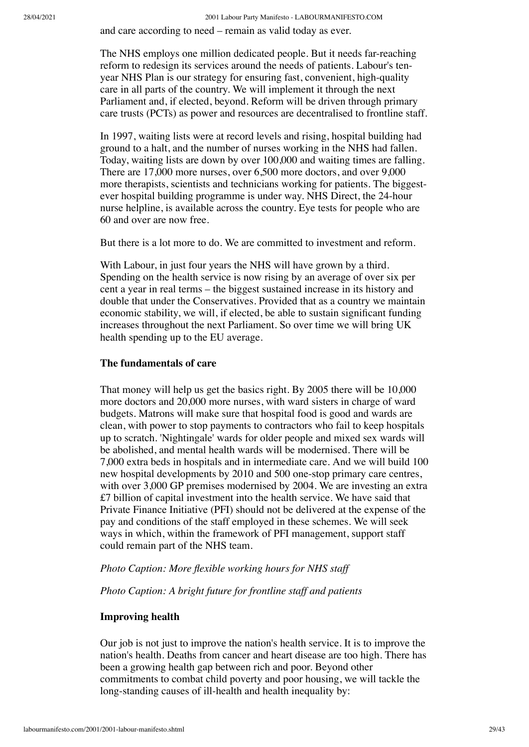and care according to need – remain as valid today as ever.

The NHS employs one million dedicated people. But it needs far-reaching reform to redesign its services around the needs of patients. Labour's ten-year NHS Plan is our strategy for ensuring fast, convenient, high-quality care in all parts of the country. We will implement it through the next Parliament and, if elected, beyond. Reform will be driven through primary care trusts (PCTs) as power and resources are decentralised to frontline staff.

In 1997, waiting lists were at record levels and rising, hospital building had ground to a halt, and the number of nurses working in the NHS had fallen. Today, waiting lists are down by over 100,000 and waiting times are falling. There are 17,000 more nurses, over 6,500 more doctors, and over 9,000 more therapists, scientists and technicians working for patients. The biggest-ever hospital building programme is under way. NHS Direct, the 24-hour nurse helpline, is available across the country. Eye tests for people who are 60 and over are now free.

But there is a lot more to do. We are committed to investment and reform.

With Labour, in just four years the NHS will have grown by a third. Spending on the health service is now rising by an average of over six per cent a year in real terms – the biggest sustained increase in its history and double that under the Conservatives. Provided that as a country we maintain economic stability, we will, if elected, be able to sustain significant funding increases throughout the next Parliament. So over time we will bring UK health spending up to the EU average.

### The fundamentals of care

That money will help us get the basics right. By 2005 there will be 10,000 more doctors and 20,000 more nurses, with ward sisters in charge of ward budgets. Matrons will make sure that hospital food is good and wards are clean, with power to stop payments to contractors who fail to keep hospitals up to scratch. 'Nightingale' wards for older people and mixed sex wards will be abolished, and mental health wards will be modernised. There will be 7,000 extra beds in hospitals and in intermediate care. And we will build 100 new hospital developments by 2010 and 500 one-stop primary care centres, with over 3,000 GP premises modernised by 2004. We are investing an extra £7 billion of capital investment into the health service. We have said that Private Finance Initiative (PFI) should not be delivered at the expense of the pay and conditions of the staff employed in these schemes. We will seek ways in which, within the framework of PFI management, support staff could remain part of the NHS team.

*Photo Caption: More flexible working hours for NHS staff*

*Photo Caption: A bright future for frontline staff and patients*

### Improving health

Our job is not just to improve the nation's health service. It is to improve the nation's health. Deaths from cancer and heart disease are too high. There has been a growing health gap between rich and poor. Beyond other commitments to combat child poverty and poor housing, we will tackle the long-standing causes of ill-health and health inequality by: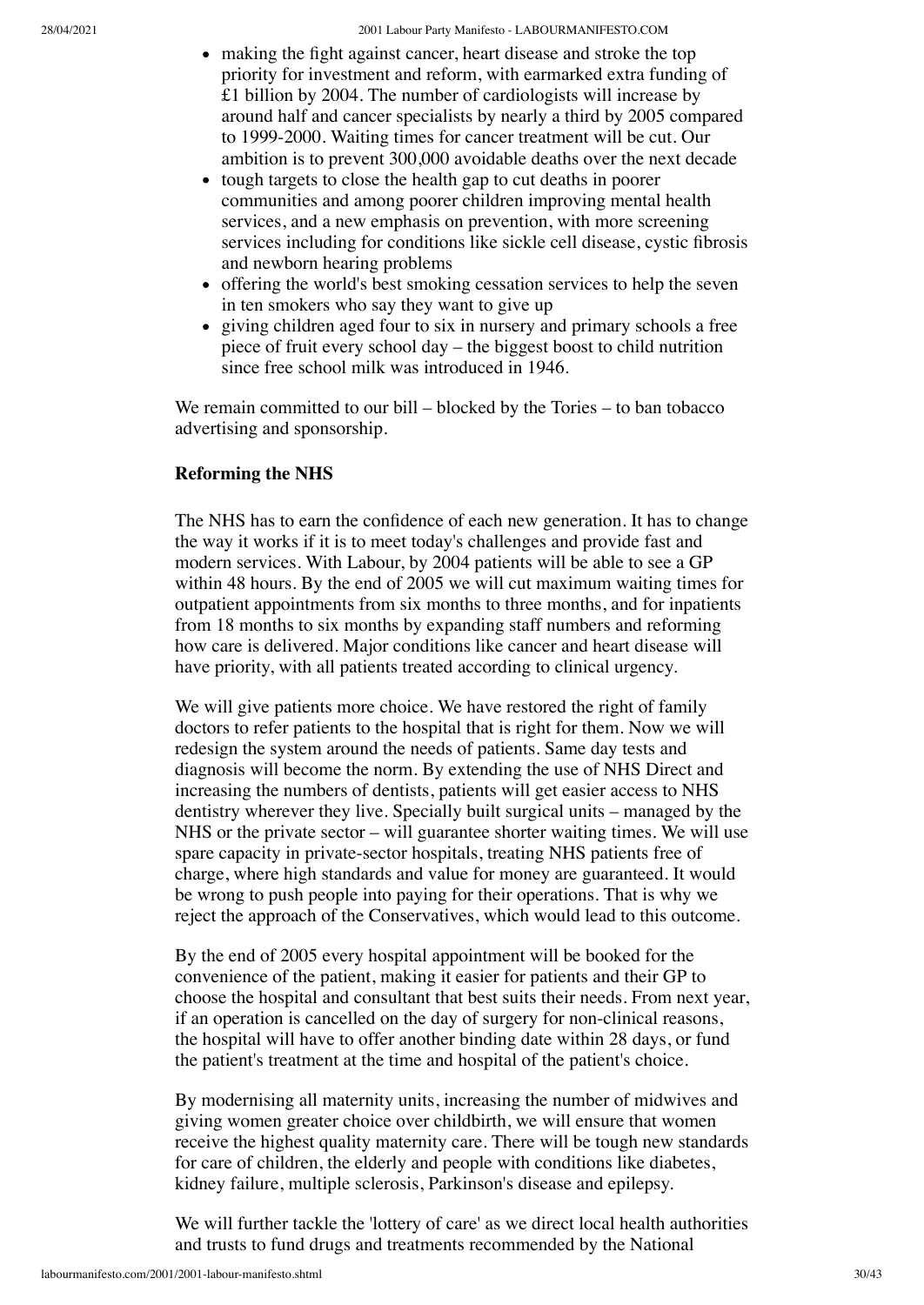- making the fight against cancer, heart disease and stroke the top priority for investment and reform, with earmarked extra funding of £1 billion by 2004. The number of cardiologists will increase by around half and cancer specialists by nearly a third by 2005 compared to 1999-2000. Waiting times for cancer treatment will be cut. Our ambition is to prevent 300,000 avoidable deaths over the next decade
- tough targets to close the health gap to cut deaths in poorer communities and among poorer children improving mental health services, and a new emphasis on prevention, with more screening services including for conditions like sickle cell disease, cystic fibrosis and newborn hearing problems
- offering the world's best smoking cessation services to help the seven in ten smokers who say they want to give up
- giving children aged four to six in nursery and primary schools a free piece of fruit every school day – the biggest boost to child nutrition since free school milk was introduced in 1946.

We remain committed to our bill – blocked by the Tories – to ban tobacco advertising and sponsorship.

**Reforming the NHS**

The NHS has to earn the confidence of each new generation. It has to change the way it works if it is to meet today's challenges and provide fast and modern services. With Labour, by 2004 patients will be able to see a GP within 48 hours. By the end of 2005 we will cut maximum waiting times for outpatient appointments from six months to three months, and for inpatients from 18 months to six months by expanding staff numbers and reforming how care is delivered. Major conditions like cancer and heart disease will have priority, with all patients treated according to clinical urgency.

We will give patients more choice. We have restored the right of family doctors to refer patients to the hospital that is right for them. Now we will redesign the system around the needs of patients. Same day tests and diagnosis will become the norm. By extending the use of NHS Direct and increasing the numbers of dentists, patients will get easier access to NHS dentistry wherever they live. Specially built surgical units – managed by the NHS or the private sector – will guarantee shorter waiting times. We will use spare capacity in private-sector hospitals, treating NHS patients free of charge, where high standards and value for money are guaranteed. It would be wrong to push people into paying for their operations. That is why we reject the approach of the Conservatives, which would lead to this outcome.

By the end of 2005 every hospital appointment will be booked for the convenience of the patient, making it easier for patients and their GP to choose the hospital and consultant that best suits their needs. From next year, if an operation is cancelled on the day of surgery for non-clinical reasons, the hospital will have to offer another binding date within 28 days, or fund the patient's treatment at the time and hospital of the patient's choice.

By modernising all maternity units, increasing the number of midwives and giving women greater choice over childbirth, we will ensure that women receive the highest quality maternity care. There will be tough new standards for care of children, the elderly and people with conditions like diabetes, kidney failure, multiple sclerosis, Parkinson's disease and epilepsy.

We will further tackle the 'lottery of care' as we direct local health authorities and trusts to fund drugs and treatments recommended by the National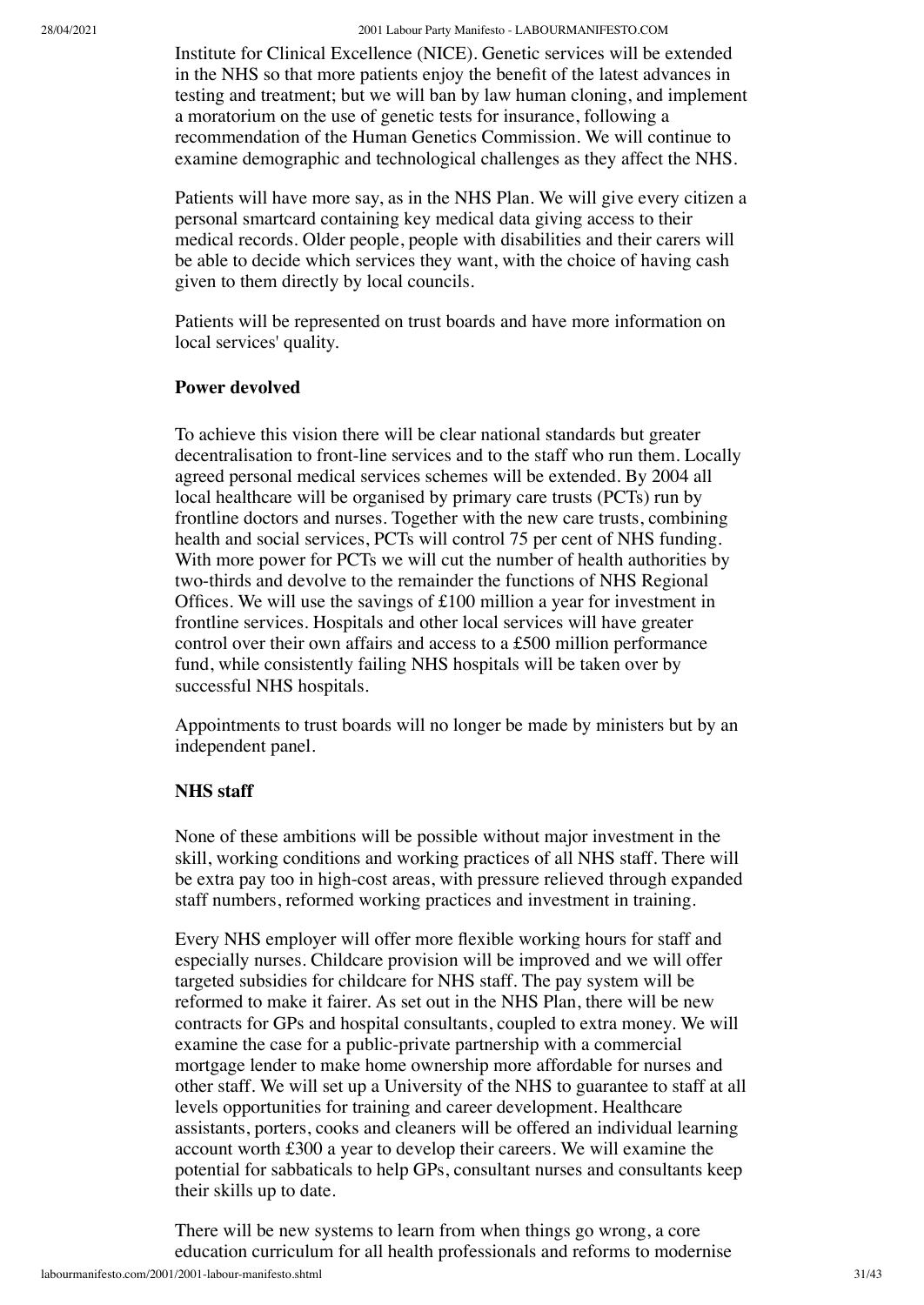Institute for Clinical Excellence (NICE). Genetic services will be extended in the NHS so that more patients enjoy the benefit of the latest advances in testing and treatment; but we will ban by law human cloning, and implement a moratorium on the use of genetic tests for insurance, following a recommendation of the Human Genetics Commission. We will continue to examine demographic and technological challenges as they affect the NHS.

Patients will have more say, as in the NHS Plan. We will give every citizen a personal smartcard containing key medical data giving access to their medical records. Older people, people with disabilities and their carers will be able to decide which services they want, with the choice of having cash given to them directly by local councils.

Patients will be represented on trust boards and have more information on local services' quality.

**Power devolved**

To achieve this vision there will be clear national standards but greater decentralisation to front-line services and to the staff who run them. Locally agreed personal medical services schemes will be extended. By 2004 all local healthcare will be organised by primary care trusts (PCTs) run by frontline doctors and nurses. Together with the new care trusts, combining health and social services, PCTs will control 75 per cent of NHS funding. With more power for PCTs we will cut the number of health authorities by two-thirds and devolve to the remainder the functions of NHS Regional Offices. We will use the savings of £100 million a year for investment in frontline services. Hospitals and other local services will have greater control over their own affairs and access to a £500 million performance fund, while consistently failing NHS hospitals will be taken over by successful NHS hospitals.

Appointments to trust boards will no longer be made by ministers but by an independent panel.

**NHS staff**

None of these ambitions will be possible without major investment in the skill, working conditions and working practices of all NHS staff. There will be extra pay too in high-cost areas, with pressure relieved through expanded staff numbers, reformed working practices and investment in training.

Every NHS employer will offer more flexible working hours for staff and especially nurses. Childcare provision will be improved and we will offer targeted subsidies for childcare for NHS staff. The pay system will be reformed to make it fairer. As set out in the NHS Plan, there will be new contracts for GPs and hospital consultants, coupled to extra money. We will examine the case for a public-private partnership with a commercial mortgage lender to make home ownership more affordable for nurses and other staff. We will set up a University of the NHS to guarantee to staff at all levels opportunities for training and career development. Healthcare assistants, porters, cooks and cleaners will be offered an individual learning account worth £300 a year to develop their careers. We will examine the potential for sabbaticals to help GPs, consultant nurses and consultants keep their skills up to date.

There will be new systems to learn from when things go wrong, a core education curriculum for all health professionals and reforms to modernise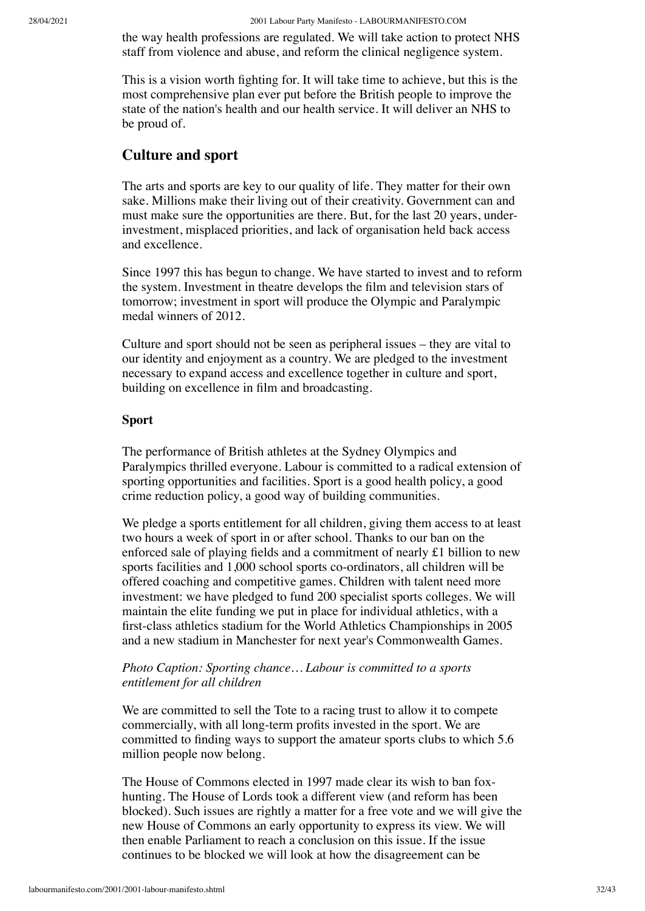the way health professions are regulated. We will take action to protect NHS staff from violence and abuse, and reform the clinical negligence system.

This is a vision worth fighting for. It will take time to achieve, but this is the most comprehensive plan ever put before the British people to improve the state of the nation's health and our health service. It will deliver an NHS to be proud of.

## Culture and sport

The arts and sports are key to our quality of life. They matter for their own sake. Millions make their living out of their creativity. Government can and must make sure the opportunities are there. But, for the last 20 years, under-investment, misplaced priorities, and lack of organisation held back access and excellence.

Since 1997 this has begun to change. We have started to invest and to reform the system. Investment in theatre develops the film and television stars of tomorrow; investment in sport will produce the Olympic and Paralympic medal winners of 2012.

Culture and sport should not be seen as peripheral issues – they are vital to our identity and enjoyment as a country. We are pledged to the investment necessary to expand access and excellence together in culture and sport, building on excellence in film and broadcasting.

### Sport

The performance of British athletes at the Sydney Olympics and Paralympics thrilled everyone. Labour is committed to a radical extension of sporting opportunities and facilities. Sport is a good health policy, a good crime reduction policy, a good way of building communities.

We pledge a sports entitlement for all children, giving them access to at least two hours a week of sport in or after school. Thanks to our ban on the enforced sale of playing fields and a commitment of nearly £1 billion to new sports facilities and 1,000 school sports co-ordinators, all children will be offered coaching and competitive games. Children with talent need more investment: we have pledged to fund 200 specialist sports colleges. We will maintain the elite funding we put in place for individual athletics, with a first-class athletics stadium for the World Athletics Championships in 2005 and a new stadium in Manchester for next year's Commonwealth Games.

*Photo Caption: Sporting chance… Labour is committed to a sports entitlement for all children*

We are committed to sell the Tote to a racing trust to allow it to compete commercially, with all long-term profits invested in the sport. We are committed to finding ways to support the amateur sports clubs to which 5.6 million people now belong.

The House of Commons elected in 1997 made clear its wish to ban fox-hunting. The House of Lords took a different view (and reform has been blocked). Such issues are rightly a matter for a free vote and we will give the new House of Commons an early opportunity to express its view. We will then enable Parliament to reach a conclusion on this issue. If the issue continues to be blocked we will look at how the disagreement can be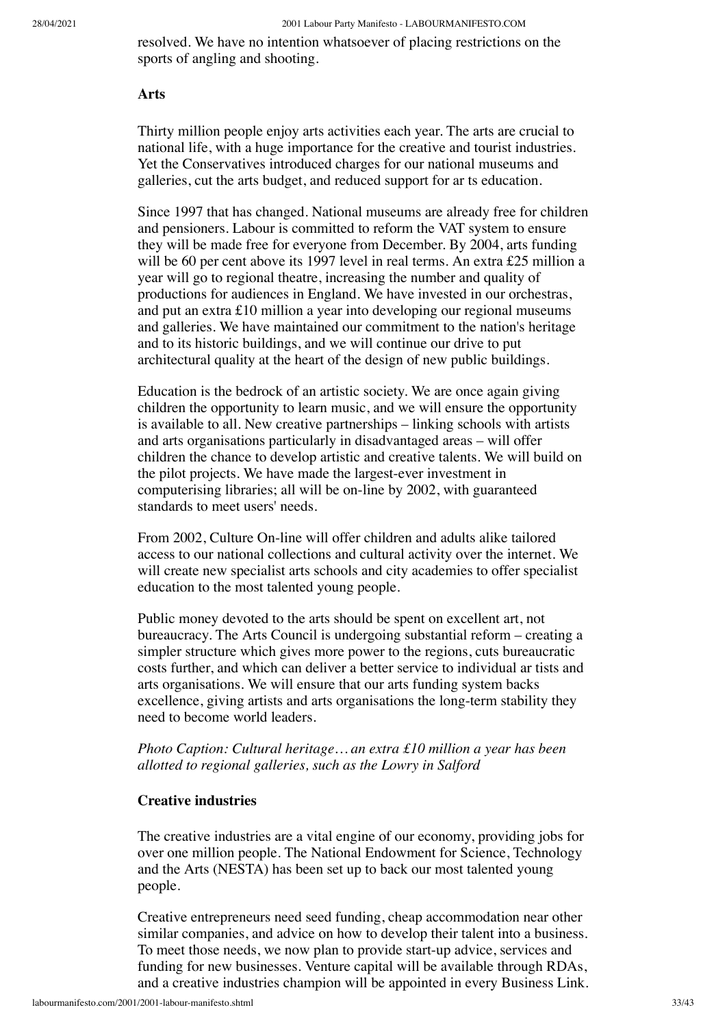resolved. We have no intention whatsoever of placing restrictions on the sports of angling and shooting.

### Arts

Thirty million people enjoy arts activities each year. The arts are crucial to national life, with a huge importance for the creative and tourist industries. Yet the Conservatives introduced charges for our national museums and galleries, cut the arts budget, and reduced support for ar ts education.

Since 1997 that has changed. National museums are already free for children and pensioners. Labour is committed to reform the VAT system to ensure they will be made free for everyone from December. By 2004, arts funding will be 60 per cent above its 1997 level in real terms. An extra £25 million a year will go to regional theatre, increasing the number and quality of productions for audiences in England. We have invested in our orchestras, and put an extra £10 million a year into developing our regional museums and galleries. We have maintained our commitment to the nation's heritage and to its historic buildings, and we will continue our drive to put architectural quality at the heart of the design of new public buildings.

Education is the bedrock of an artistic society. We are once again giving children the opportunity to learn music, and we will ensure the opportunity is available to all. New creative partnerships – linking schools with artists and arts organisations particularly in disadvantaged areas – will offer children the chance to develop artistic and creative talents. We will build on the pilot projects. We have made the largest-ever investment in computerising libraries; all will be on-line by 2002, with guaranteed standards to meet users' needs.

From 2002, Culture On-line will offer children and adults alike tailored access to our national collections and cultural activity over the internet. We will create new specialist arts schools and city academies to offer specialist education to the most talented young people.

Public money devoted to the arts should be spent on excellent art, not bureaucracy. The Arts Council is undergoing substantial reform – creating a simpler structure which gives more power to the regions, cuts bureaucratic costs further, and which can deliver a better service to individual ar tists and arts organisations. We will ensure that our arts funding system backs excellence, giving artists and arts organisations the long-term stability they need to become world leaders.

*Photo Caption: Cultural heritage… an extra £10 million a year has been allotted to regional galleries, such as the Lowry in Salford*

### Creative industries

The creative industries are a vital engine of our economy, providing jobs for over one million people. The National Endowment for Science, Technology and the Arts (NESTA) has been set up to back our most talented young people.

Creative entrepreneurs need seed funding, cheap accommodation near other similar companies, and advice on how to develop their talent into a business. To meet those needs, we now plan to provide start-up advice, services and funding for new businesses. Venture capital will be available through RDAs, and a creative industries champion will be appointed in every Business Link.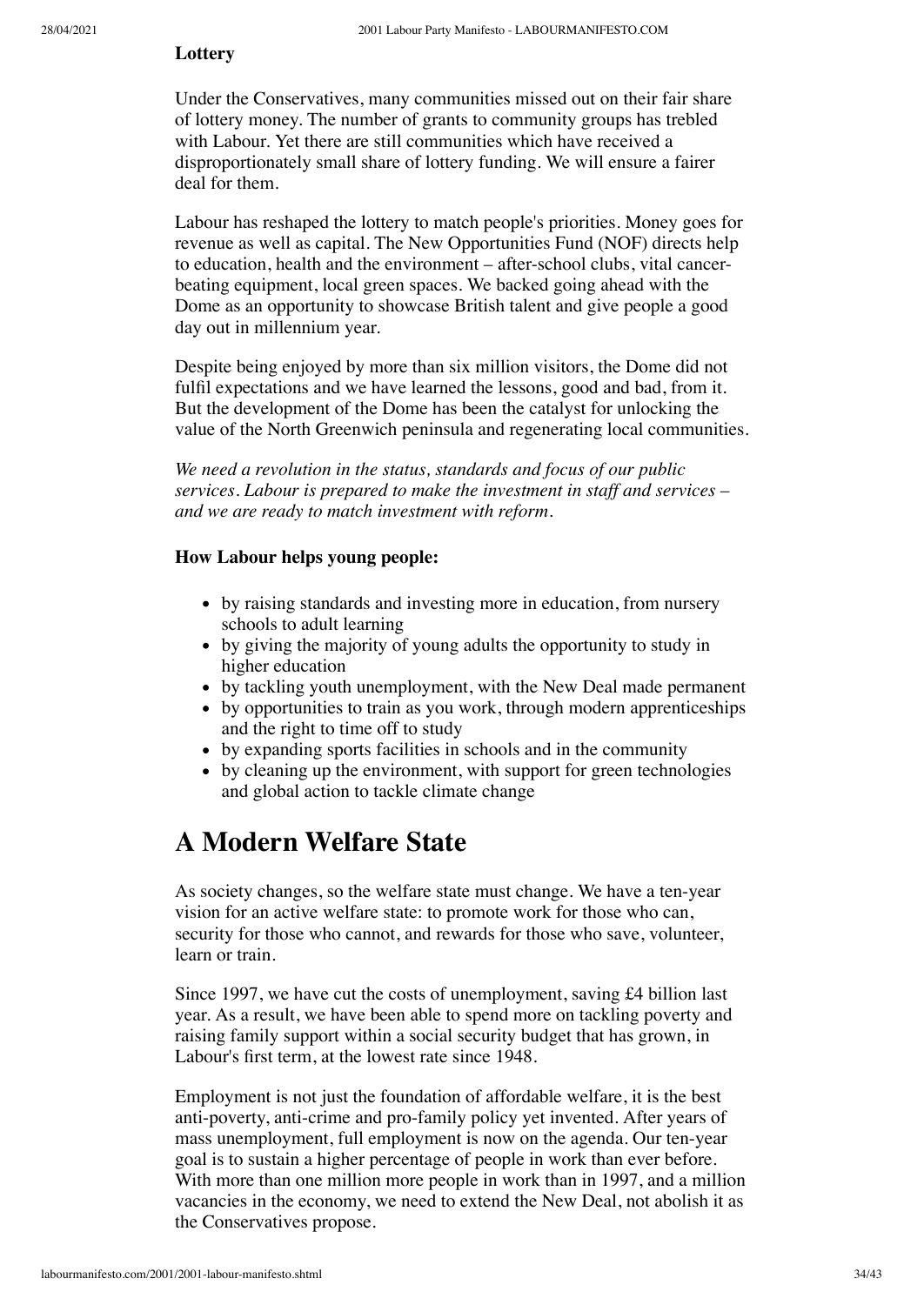**Lottery**

Under the Conservatives, many communities missed out on their fair share of lottery money. The number of grants to community groups has trebled with Labour. Yet there are still communities which have received a disproportionately small share of lottery funding. We will ensure a fairer deal for them.

Labour has reshaped the lottery to match people's priorities. Money goes for revenue as well as capital. The New Opportunities Fund (NOF) directs help to education, health and the environment – after-school clubs, vital cancer-beating equipment, local green spaces. We backed going ahead with the Dome as an opportunity to showcase British talent and give people a good day out in millennium year.

Despite being enjoyed by more than six million visitors, the Dome did not fulfil expectations and we have learned the lessons, good and bad, from it. But the development of the Dome has been the catalyst for unlocking the value of the North Greenwich peninsula and regenerating local communities.

*We need a revolution in the status, standards and focus of our public services. Labour is prepared to make the investment in staff and services – and we are ready to match investment with reform.*

**How Labour helps young people:**

- by raising standards and investing more in education, from nursery schools to adult learning
- by giving the majority of young adults the opportunity to study in higher education
- by tackling youth unemployment, with the New Deal made permanent
- by opportunities to train as you work, through modern apprenticeships and the right to time off to study
- by expanding sports facilities in schools and in the community
- by cleaning up the environment, with support for green technologies and global action to tackle climate change

# A Modern Welfare State

As society changes, so the welfare state must change. We have a ten-year vision for an active welfare state: to promote work for those who can, security for those who cannot, and rewards for those who save, volunteer, learn or train.

Since 1997, we have cut the costs of unemployment, saving £4 billion last year. As a result, we have been able to spend more on tackling poverty and raising family support within a social security budget that has grown, in Labour's first term, at the lowest rate since 1948.

Employment is not just the foundation of affordable welfare, it is the best anti-poverty, anti-crime and pro-family policy yet invented. After years of mass unemployment, full employment is now on the agenda. Our ten-year goal is to sustain a higher percentage of people in work than ever before. With more than one million more people in work than in 1997, and a million vacancies in the economy, we need to extend the New Deal, not abolish it as the Conservatives propose.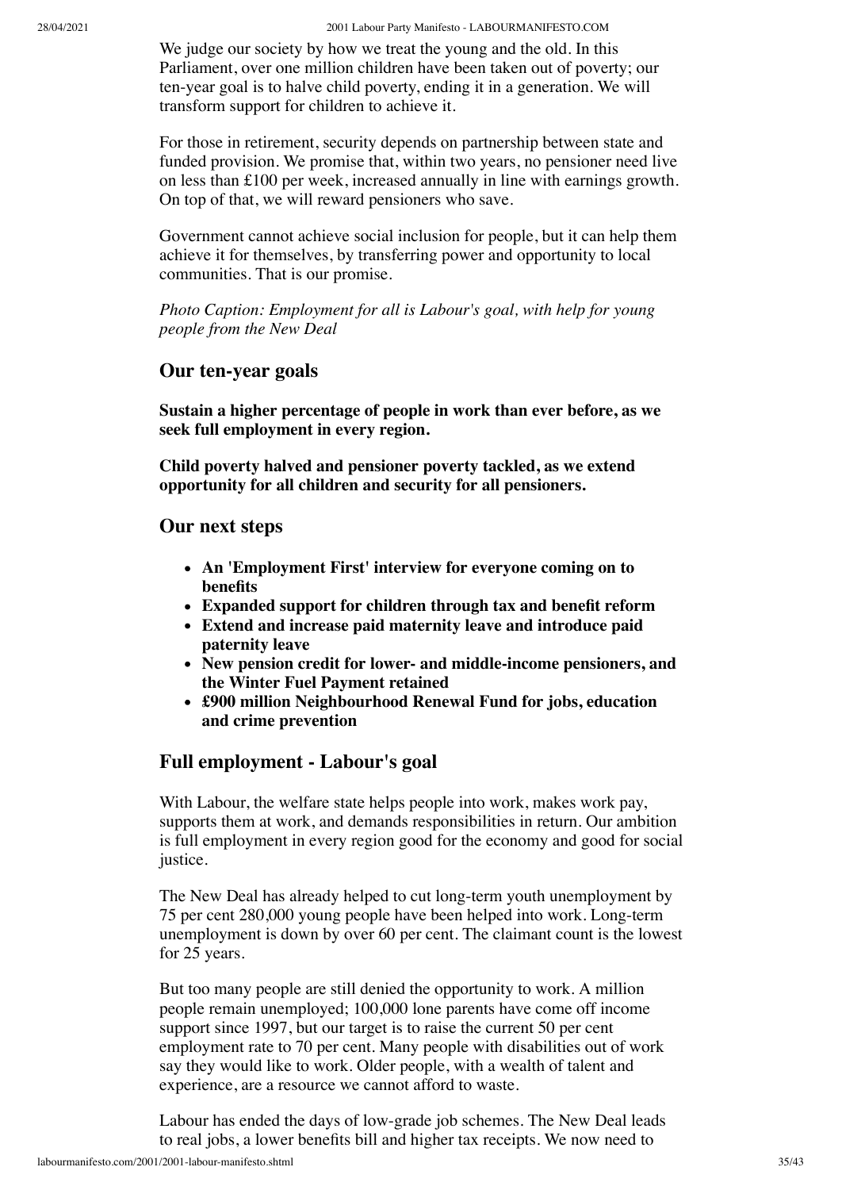We judge our society by how we treat the young and the old. In this Parliament, over one million children have been taken out of poverty; our ten-year goal is to halve child poverty, ending it in a generation. We will transform support for children to achieve it.

For those in retirement, security depends on partnership between state and funded provision. We promise that, within two years, no pensioner need live on less than £100 per week, increased annually in line with earnings growth. On top of that, we will reward pensioners who save.

Government cannot achieve social inclusion for people, but it can help them achieve it for themselves, by transferring power and opportunity to local communities. That is our promise.

*Photo Caption: Employment for all is Labour's goal, with help for young people from the New Deal*

## Our ten-year goals

**Sustain a higher percentage of people in work than ever before, as we seek full employment in every region.**

**Child poverty halved and pensioner poverty tackled, as we extend opportunity for all children and security for all pensioners.**

## Our next steps

- **An 'Employment First' interview for everyone coming on to benefits**
- **Expanded support for children through tax and benefit reform**
- **Extend and increase paid maternity leave and introduce paid paternity leave**
- **New pension credit for lower- and middle-income pensioners, and the Winter Fuel Payment retained**
- **£900 million Neighbourhood Renewal Fund for jobs, education and crime prevention**

## Full employment - Labour's goal

With Labour, the welfare state helps people into work, makes work pay, supports them at work, and demands responsibilities in return. Our ambition is full employment in every region good for the economy and good for social justice.

The New Deal has already helped to cut long-term youth unemployment by 75 per cent 280,000 young people have been helped into work. Long-term unemployment is down by over 60 per cent. The claimant count is the lowest for 25 years.

But too many people are still denied the opportunity to work. A million people remain unemployed; 100,000 lone parents have come off income support since 1997, but our target is to raise the current 50 per cent employment rate to 70 per cent. Many people with disabilities out of work say they would like to work. Older people, with a wealth of talent and experience, are a resource we cannot afford to waste.

Labour has ended the days of low-grade job schemes. The New Deal leads to real jobs, a lower benefits bill and higher tax receipts. We now need to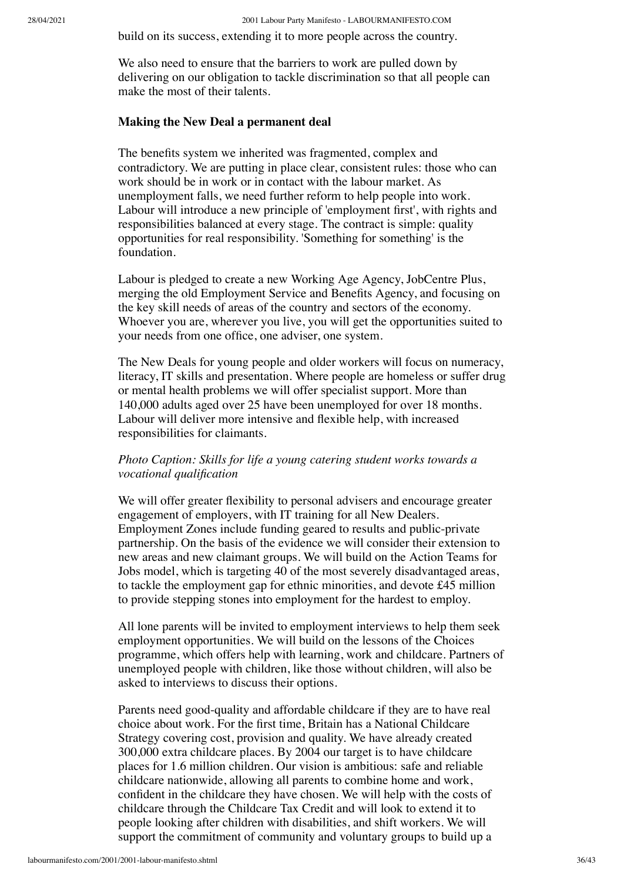build on its success, extending it to more people across the country.

We also need to ensure that the barriers to work are pulled down by delivering on our obligation to tackle discrimination so that all people can make the most of their talents.

**Making the New Deal a permanent deal**

The benefits system we inherited was fragmented, complex and contradictory. We are putting in place clear, consistent rules: those who can work should be in work or in contact with the labour market. As unemployment falls, we need further reform to help people into work. Labour will introduce a new principle of 'employment first', with rights and responsibilities balanced at every stage. The contract is simple: quality opportunities for real responsibility. 'Something for something' is the foundation.

Labour is pledged to create a new Working Age Agency, JobCentre Plus, merging the old Employment Service and Benefits Agency, and focusing on the key skill needs of areas of the country and sectors of the economy. Whoever you are, wherever you live, you will get the opportunities suited to your needs from one office, one adviser, one system.

The New Deals for young people and older workers will focus on numeracy, literacy, IT skills and presentation. Where people are homeless or suffer drug or mental health problems we will offer specialist support. More than 140,000 adults aged over 25 have been unemployed for over 18 months. Labour will deliver more intensive and flexible help, with increased responsibilities for claimants.

*Photo Caption: Skills for life a young catering student works towards a vocational qualification*

We will offer greater flexibility to personal advisers and encourage greater engagement of employers, with IT training for all New Dealers. Employment Zones include funding geared to results and public-private partnership. On the basis of the evidence we will consider their extension to new areas and new claimant groups. We will build on the Action Teams for Jobs model, which is targeting 40 of the most severely disadvantaged areas, to tackle the employment gap for ethnic minorities, and devote £45 million to provide stepping stones into employment for the hardest to employ.

All lone parents will be invited to employment interviews to help them seek employment opportunities. We will build on the lessons of the Choices programme, which offers help with learning, work and childcare. Partners of unemployed people with children, like those without children, will also be asked to interviews to discuss their options.

Parents need good-quality and affordable childcare if they are to have real choice about work. For the first time, Britain has a National Childcare Strategy covering cost, provision and quality. We have already created 300,000 extra childcare places. By 2004 our target is to have childcare places for 1.6 million children. Our vision is ambitious: safe and reliable childcare nationwide, allowing all parents to combine home and work, confident in the childcare they have chosen. We will help with the costs of childcare through the Childcare Tax Credit and will look to extend it to people looking after children with disabilities, and shift workers. We will support the commitment of community and voluntary groups to build up a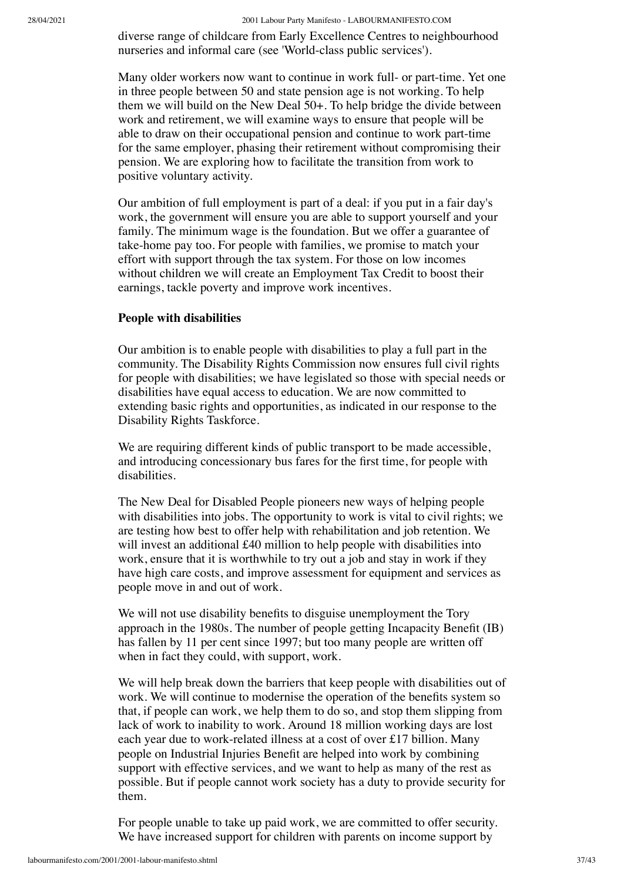diverse range of childcare from Early Excellence Centres to neighbourhood nurseries and informal care (see 'World-class public services').

Many older workers now want to continue in work full- or part-time. Yet one in three people between 50 and state pension age is not working. To help them we will build on the New Deal 50+. To help bridge the divide between work and retirement, we will examine ways to ensure that people will be able to draw on their occupational pension and continue to work part-time for the same employer, phasing their retirement without compromising their pension. We are exploring how to facilitate the transition from work to positive voluntary activity.

Our ambition of full employment is part of a deal: if you put in a fair day's work, the government will ensure you are able to support yourself and your family. The minimum wage is the foundation. But we offer a guarantee of take-home pay too. For people with families, we promise to match your effort with support through the tax system. For those on low incomes without children we will create an Employment Tax Credit to boost their earnings, tackle poverty and improve work incentives.

**People with disabilities**

Our ambition is to enable people with disabilities to play a full part in the community. The Disability Rights Commission now ensures full civil rights for people with disabilities; we have legislated so those with special needs or disabilities have equal access to education. We are now committed to extending basic rights and opportunities, as indicated in our response to the Disability Rights Taskforce.

We are requiring different kinds of public transport to be made accessible, and introducing concessionary bus fares for the first time, for people with disabilities.

The New Deal for Disabled People pioneers new ways of helping people with disabilities into jobs. The opportunity to work is vital to civil rights; we are testing how best to offer help with rehabilitation and job retention. We will invest an additional £40 million to help people with disabilities into work, ensure that it is worthwhile to try out a job and stay in work if they have high care costs, and improve assessment for equipment and services as people move in and out of work.

We will not use disability benefits to disguise unemployment the Tory approach in the 1980s. The number of people getting Incapacity Benefit (IB) has fallen by 11 per cent since 1997; but too many people are written off when in fact they could, with support, work.

We will help break down the barriers that keep people with disabilities out of work. We will continue to modernise the operation of the benefits system so that, if people can work, we help them to do so, and stop them slipping from lack of work to inability to work. Around 18 million working days are lost each year due to work-related illness at a cost of over £17 billion. Many people on Industrial Injuries Benefit are helped into work by combining support with effective services, and we want to help as many of the rest as possible. But if people cannot work society has a duty to provide security for them.

For people unable to take up paid work, we are committed to offer security. We have increased support for children with parents on income support by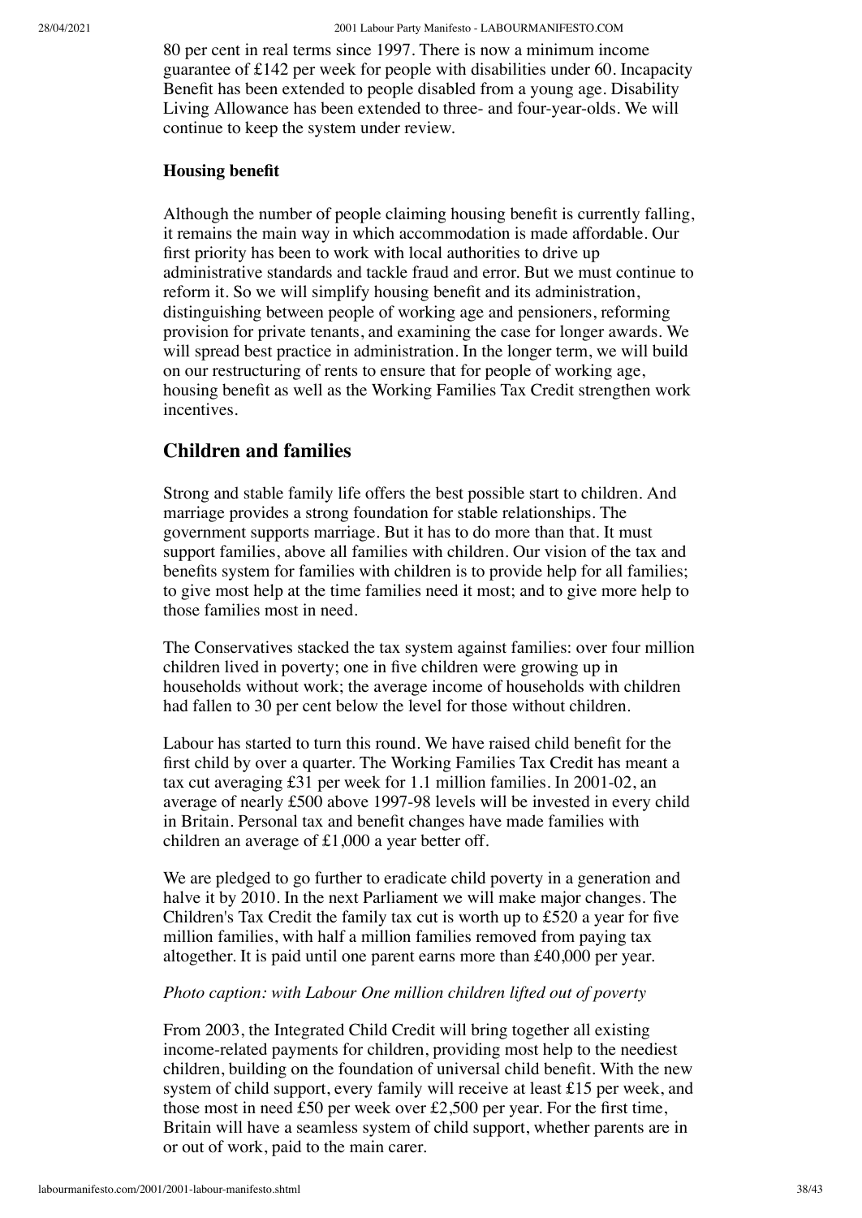80 per cent in real terms since 1997. There is now a minimum income guarantee of £142 per week for people with disabilities under 60. Incapacity Benefit has been extended to people disabled from a young age. Disability Living Allowance has been extended to three- and four-year-olds. We will continue to keep the system under review.

**Housing benefit**

Although the number of people claiming housing benefit is currently falling, it remains the main way in which accommodation is made affordable. Our first priority has been to work with local authorities to drive up administrative standards and tackle fraud and error. But we must continue to reform it. So we will simplify housing benefit and its administration, distinguishing between people of working age and pensioners, reforming provision for private tenants, and examining the case for longer awards. We will spread best practice in administration. In the longer term, we will build on our restructuring of rents to ensure that for people of working age, housing benefit as well as the Working Families Tax Credit strengthen work incentives.

## Children and families

Strong and stable family life offers the best possible start to children. And marriage provides a strong foundation for stable relationships. The government supports marriage. But it has to do more than that. It must support families, above all families with children. Our vision of the tax and benefits system for families with children is to provide help for all families; to give most help at the time families need it most; and to give more help to those families most in need.

The Conservatives stacked the tax system against families: over four million children lived in poverty; one in five children were growing up in households without work; the average income of households with children had fallen to 30 per cent below the level for those without children.

Labour has started to turn this round. We have raised child benefit for the first child by over a quarter. The Working Families Tax Credit has meant a tax cut averaging £31 per week for 1.1 million families. In 2001-02, an average of nearly £500 above 1997-98 levels will be invested in every child in Britain. Personal tax and benefit changes have made families with children an average of £1,000 a year better off.

We are pledged to go further to eradicate child poverty in a generation and halve it by 2010. In the next Parliament we will make major changes. The Children's Tax Credit the family tax cut is worth up to £520 a year for five million families, with half a million families removed from paying tax altogether. It is paid until one parent earns more than £40,000 per year.

*Photo caption: with Labour One million children lifted out of poverty*

From 2003, the Integrated Child Credit will bring together all existing income-related payments for children, providing most help to the neediest children, building on the foundation of universal child benefit. With the new system of child support, every family will receive at least £15 per week, and those most in need £50 per week over £2,500 per year. For the first time, Britain will have a seamless system of child support, whether parents are in or out of work, paid to the main carer.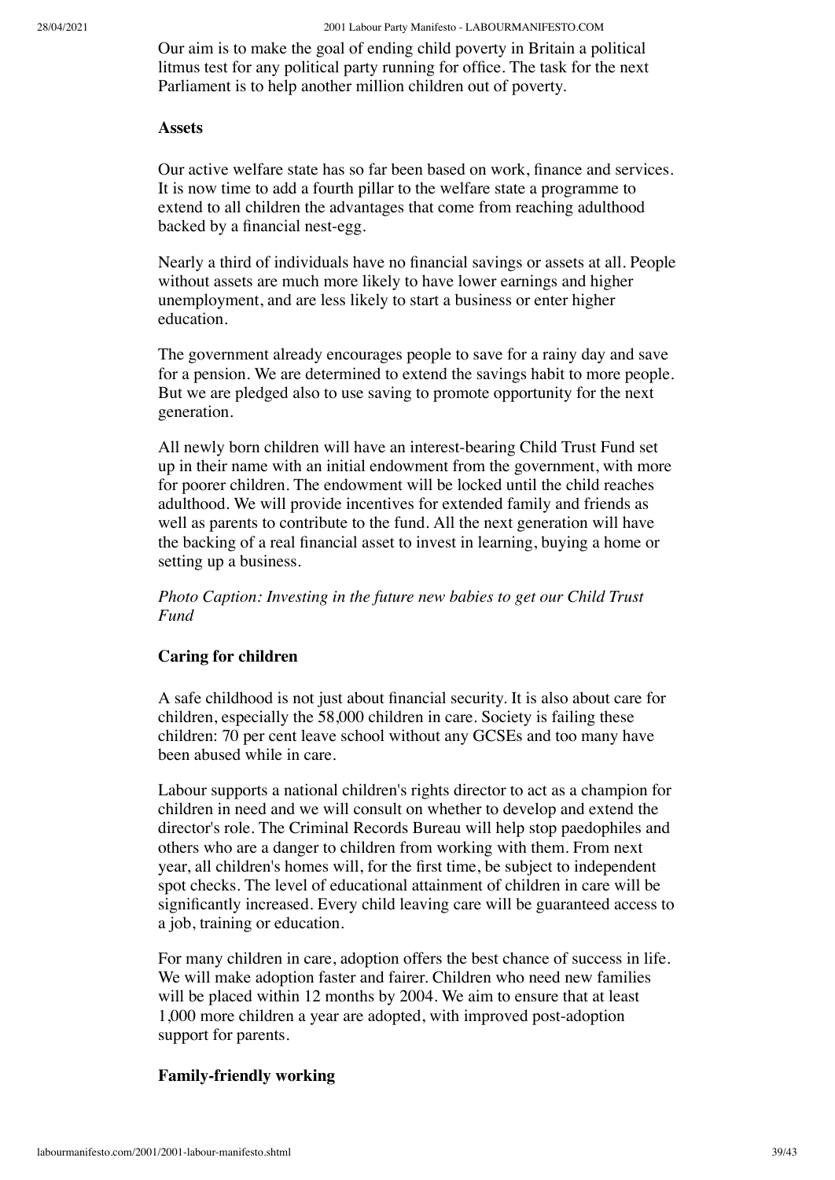Our aim is to make the goal of ending child poverty in Britain a political litmus test for any political party running for office. The task for the next Parliament is to help another million children out of poverty.

**Assets**

Our active welfare state has so far been based on work, finance and services. It is now time to add a fourth pillar to the welfare state a programme to extend to all children the advantages that come from reaching adulthood backed by a financial nest-egg.

Nearly a third of individuals have no financial savings or assets at all. People without assets are much more likely to have lower earnings and higher unemployment, and are less likely to start a business or enter higher education.

The government already encourages people to save for a rainy day and save for a pension. We are determined to extend the savings habit to more people. But we are pledged also to use saving to promote opportunity for the next generation.

All newly born children will have an interest-bearing Child Trust Fund set up in their name with an initial endowment from the government, with more for poorer children. The endowment will be locked until the child reaches adulthood. We will provide incentives for extended family and friends as well as parents to contribute to the fund. All the next generation will have the backing of a real financial asset to invest in learning, buying a home or setting up a business.

*Photo Caption: Investing in the future new babies to get our Child Trust Fund*

### Caring for children

A safe childhood is not just about financial security. It is also about care for children, especially the 58,000 children in care. Society is failing these children: 70 per cent leave school without any GCSEs and too many have been abused while in care.

Labour supports a national children's rights director to act as a champion for children in need and we will consult on whether to develop and extend the director's role. The Criminal Records Bureau will help stop paedophiles and others who are a danger to children from working with them. From next year, all children's homes will, for the first time, be subject to independent spot checks. The level of educational attainment of children in care will be significantly increased. Every child leaving care will be guaranteed access to a job, training or education.

For many children in care, adoption offers the best chance of success in life. We will make adoption faster and fairer. Children who need new families will be placed within 12 months by 2004. We aim to ensure that at least 1,000 more children a year are adopted, with improved post-adoption support for parents.

### Family-friendly working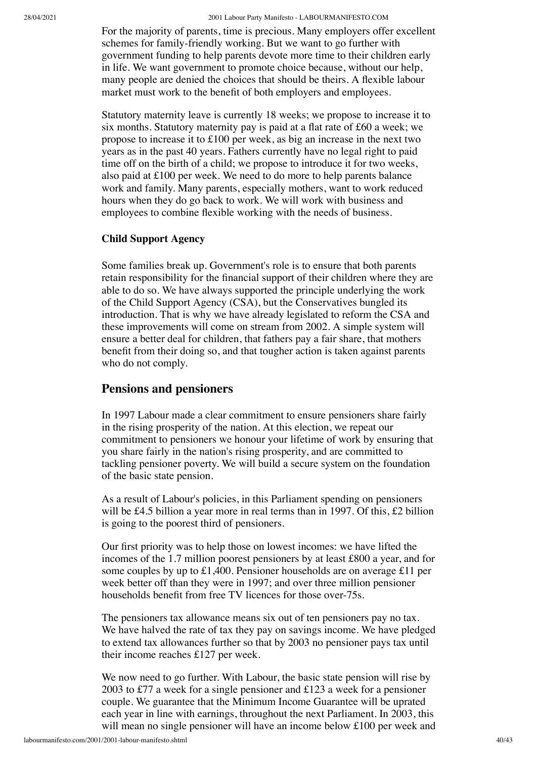For the majority of parents, time is precious. Many employers offer excellent schemes for family-friendly working. But we want to go further with government funding to help parents devote more time to their children early in life. We want government to promote choice because, without our help, many people are denied the choices that should be theirs. A flexible labour market must work to the benefit of both employers and employees.

Statutory maternity leave is currently 18 weeks; we propose to increase it to six months. Statutory maternity pay is paid at a flat rate of £60 a week; we propose to increase it to £100 per week, as big an increase in the next two years as in the past 40 years. Fathers currently have no legal right to paid time off on the birth of a child; we propose to introduce it for two weeks, also paid at £100 per week. We need to do more to help parents balance work and family. Many parents, especially mothers, want to work reduced hours when they do go back to work. We will work with business and employees to combine flexible working with the needs of business.

**Child Support Agency**

Some families break up. Government's role is to ensure that both parents retain responsibility for the financial support of their children where they are able to do so. We have always supported the principle underlying the work of the Child Support Agency (CSA), but the Conservatives bungled its introduction. That is why we have already legislated to reform the CSA and these improvements will come on stream from 2002. A simple system will ensure a better deal for children, that fathers pay a fair share, that mothers benefit from their doing so, and that tougher action is taken against parents who do not comply.

## Pensions and pensioners

In 1997 Labour made a clear commitment to ensure pensioners share fairly in the rising prosperity of the nation. At this election, we repeat our commitment to pensioners we honour your lifetime of work by ensuring that you share fairly in the nation's rising prosperity, and are committed to tackling pensioner poverty. We will build a secure system on the foundation of the basic state pension.

As a result of Labour's policies, in this Parliament spending on pensioners will be £4.5 billion a year more in real terms than in 1997. Of this, £2 billion is going to the poorest third of pensioners.

Our first priority was to help those on lowest incomes: we have lifted the incomes of the 1.7 million poorest pensioners by at least £800 a year, and for some couples by up to £1,400. Pensioner households are on average £11 per week better off than they were in 1997; and over three million pensioner households benefit from free TV licences for those over-75s.

The pensioners tax allowance means six out of ten pensioners pay no tax. We have halved the rate of tax they pay on savings income. We have pledged to extend tax allowances further so that by 2003 no pensioner pays tax until their income reaches £127 per week.

We now need to go further. With Labour, the basic state pension will rise by 2003 to £77 a week for a single pensioner and £123 a week for a pensioner couple. We guarantee that the Minimum Income Guarantee will be uprated each year in line with earnings, throughout the next Parliament. In 2003, this will mean no single pensioner will have an income below £100 per week and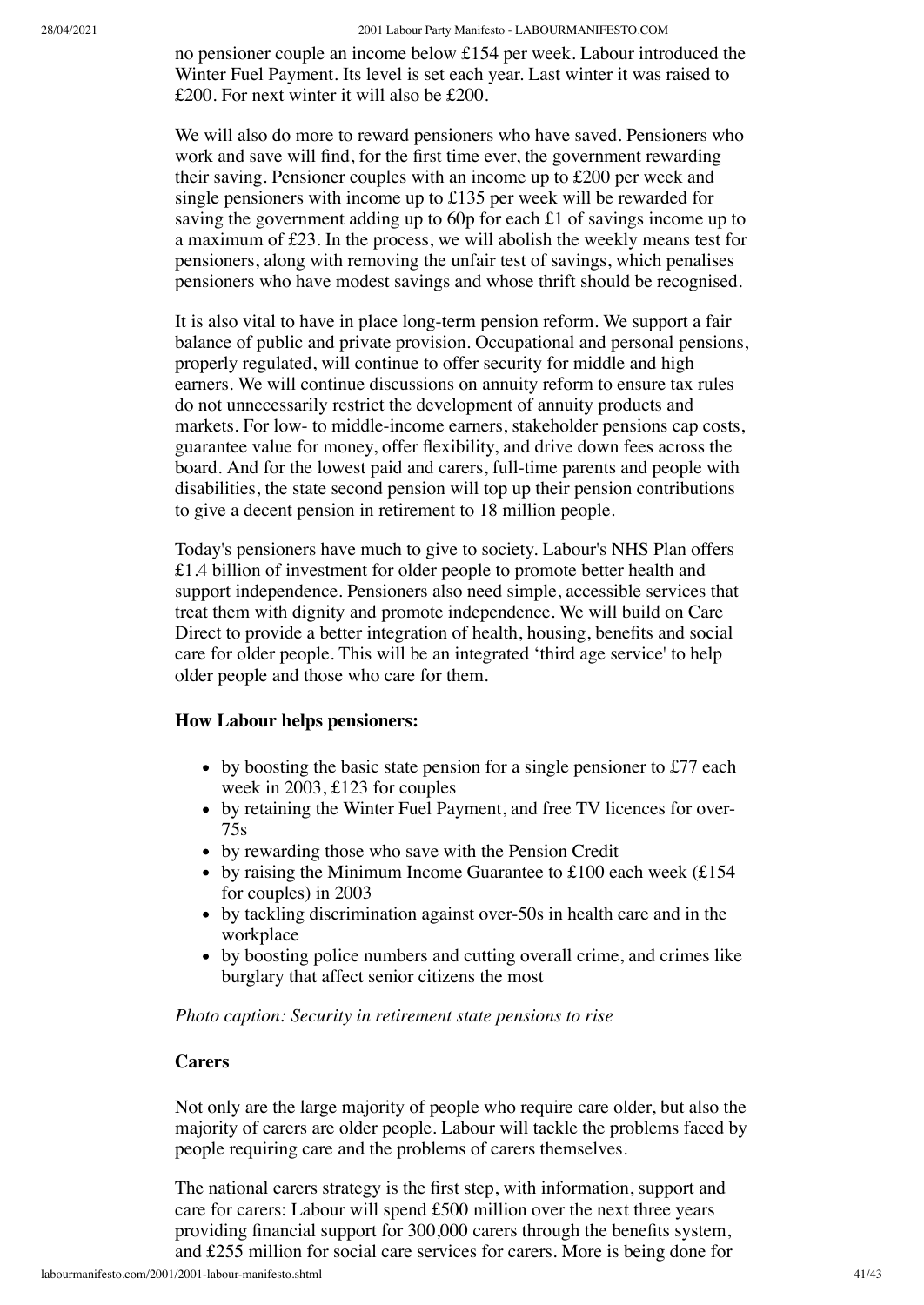no pensioner couple an income below £154 per week. Labour introduced the Winter Fuel Payment. Its level is set each year. Last winter it was raised to £200. For next winter it will also be £200.

We will also do more to reward pensioners who have saved. Pensioners who work and save will find, for the first time ever, the government rewarding their saving. Pensioner couples with an income up to £200 per week and single pensioners with income up to £135 per week will be rewarded for saving the government adding up to 60p for each £1 of savings income up to a maximum of £23. In the process, we will abolish the weekly means test for pensioners, along with removing the unfair test of savings, which penalises pensioners who have modest savings and whose thrift should be recognised.

It is also vital to have in place long-term pension reform. We support a fair balance of public and private provision. Occupational and personal pensions, properly regulated, will continue to offer security for middle and high earners. We will continue discussions on annuity reform to ensure tax rules do not unnecessarily restrict the development of annuity products and markets. For low- to middle-income earners, stakeholder pensions cap costs, guarantee value for money, offer flexibility, and drive down fees across the board. And for the lowest paid and carers, full-time parents and people with disabilities, the state second pension will top up their pension contributions to give a decent pension in retirement to 18 million people.

Today's pensioners have much to give to society. Labour's NHS Plan offers £1.4 billion of investment for older people to promote better health and support independence. Pensioners also need simple, accessible services that treat them with dignity and promote independence. We will build on Care Direct to provide a better integration of health, housing, benefits and social care for older people. This will be an integrated 'third age service' to help older people and those who care for them.

**How Labour helps pensioners:**

- by boosting the basic state pension for a single pensioner to £77 each week in 2003, £123 for couples
- by retaining the Winter Fuel Payment, and free TV licences for over-75s
- by rewarding those who save with the Pension Credit
- by raising the Minimum Income Guarantee to £100 each week (£154 for couples) in 2003
- by tackling discrimination against over-50s in health care and in the workplace
- by boosting police numbers and cutting overall crime, and crimes like burglary that affect senior citizens the most

*Photo caption: Security in retirement state pensions to rise*

**Carers**

Not only are the large majority of people who require care older, but also the majority of carers are older people. Labour will tackle the problems faced by people requiring care and the problems of carers themselves.

The national carers strategy is the first step, with information, support and care for carers: Labour will spend £500 million over the next three years providing financial support for 300,000 carers through the benefits system, and £255 million for social care services for carers. More is being done for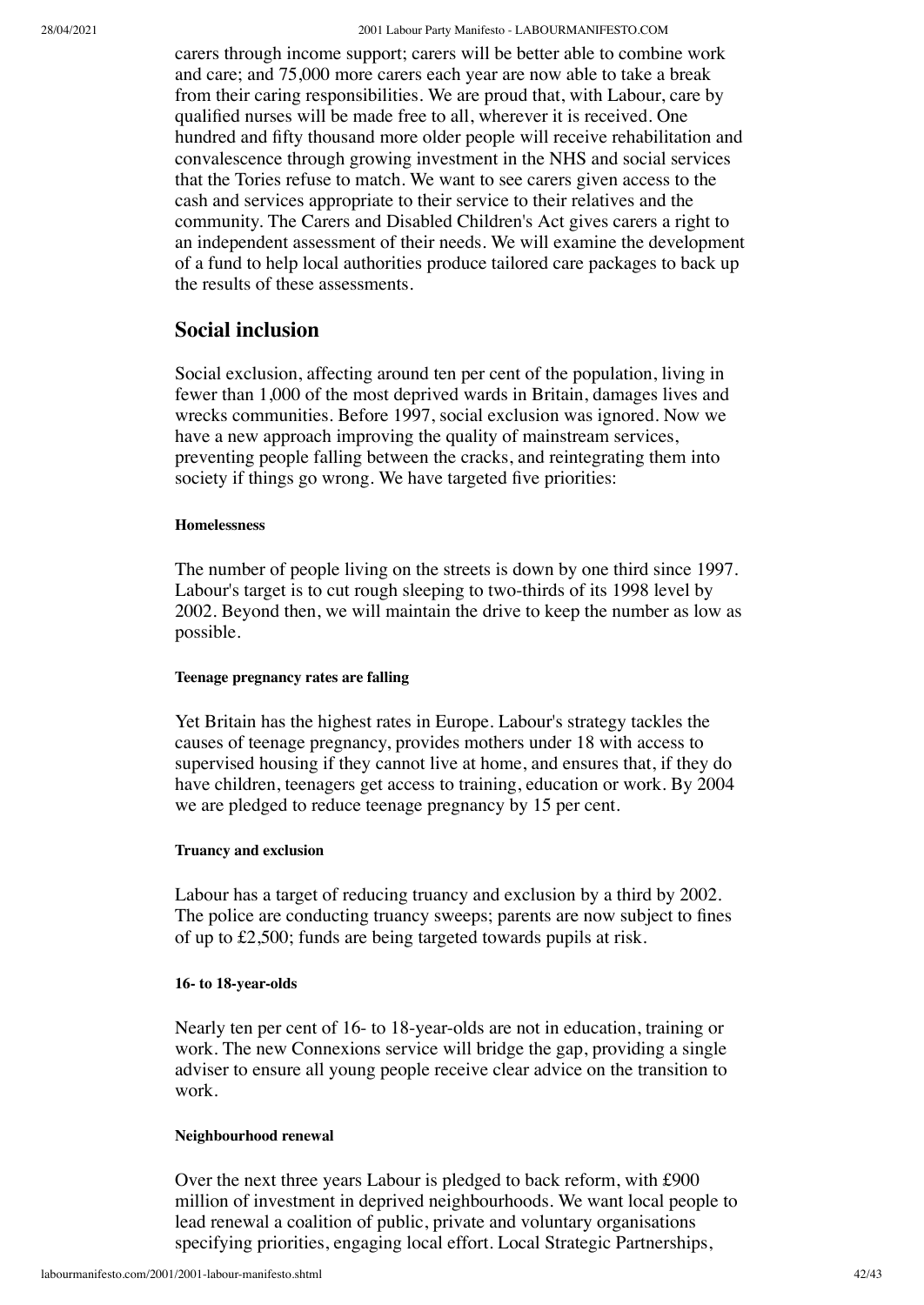carers through income support; carers will be better able to combine work and care; and 75,000 more carers each year are now able to take a break from their caring responsibilities. We are proud that, with Labour, care by qualified nurses will be made free to all, wherever it is received. One hundred and fifty thousand more older people will receive rehabilitation and convalescence through growing investment in the NHS and social services that the Tories refuse to match. We want to see carers given access to the cash and services appropriate to their service to their relatives and the community. The Carers and Disabled Children's Act gives carers a right to an independent assessment of their needs. We will examine the development of a fund to help local authorities produce tailored care packages to back up the results of these assessments.

## Social inclusion

Social exclusion, affecting around ten per cent of the population, living in fewer than 1,000 of the most deprived wards in Britain, damages lives and wrecks communities. Before 1997, social exclusion was ignored. Now we have a new approach improving the quality of mainstream services, preventing people falling between the cracks, and reintegrating them into society if things go wrong. We have targeted five priorities:

#### Homelessness

The number of people living on the streets is down by one third since 1997. Labour's target is to cut rough sleeping to two-thirds of its 1998 level by 2002. Beyond then, we will maintain the drive to keep the number as low as possible.

#### Teenage pregnancy rates are falling

Yet Britain has the highest rates in Europe. Labour's strategy tackles the causes of teenage pregnancy, provides mothers under 18 with access to supervised housing if they cannot live at home, and ensures that, if they do have children, teenagers get access to training, education or work. By 2004 we are pledged to reduce teenage pregnancy by 15 per cent.

#### Truancy and exclusion

Labour has a target of reducing truancy and exclusion by a third by 2002. The police are conducting truancy sweeps; parents are now subject to fines of up to £2,500; funds are being targeted towards pupils at risk.

#### 16- to 18-year-olds

Nearly ten per cent of 16- to 18-year-olds are not in education, training or work. The new Connexions service will bridge the gap, providing a single adviser to ensure all young people receive clear advice on the transition to work.

#### Neighbourhood renewal

Over the next three years Labour is pledged to back reform, with £900 million of investment in deprived neighbourhoods. We want local people to lead renewal a coalition of public, private and voluntary organisations specifying priorities, engaging local effort. Local Strategic Partnerships,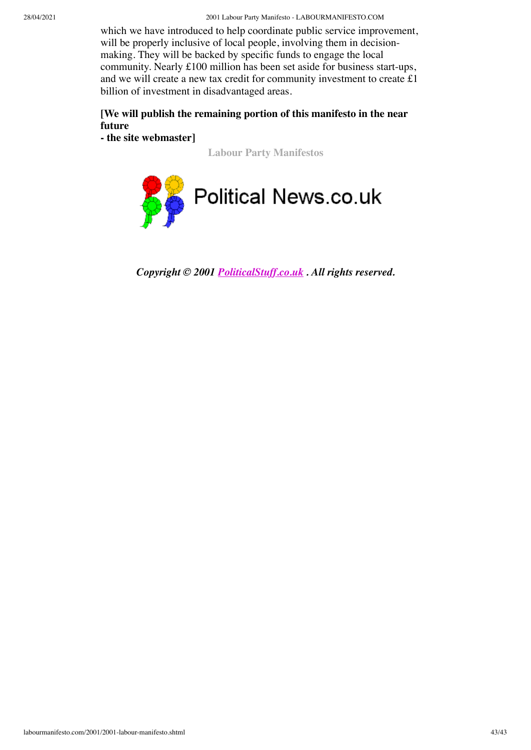which we have introduced to help coordinate public service improvement, will be properly inclusive of local people, involving them in decision-making. They will be backed by specific funds to engage the local community. Nearly £100 million has been set aside for business start-ups, and we will create a new tax credit for community investment to create £1 billion of investment in disadvantaged areas.

**[We will publish the remaining portion of this manifesto in the near future
- the site webmaster]**

**Labour Party Manifestos**

Political News.co.uk

***Copyright © 2001 PoliticalStuff.co.uk . All rights reserved.***